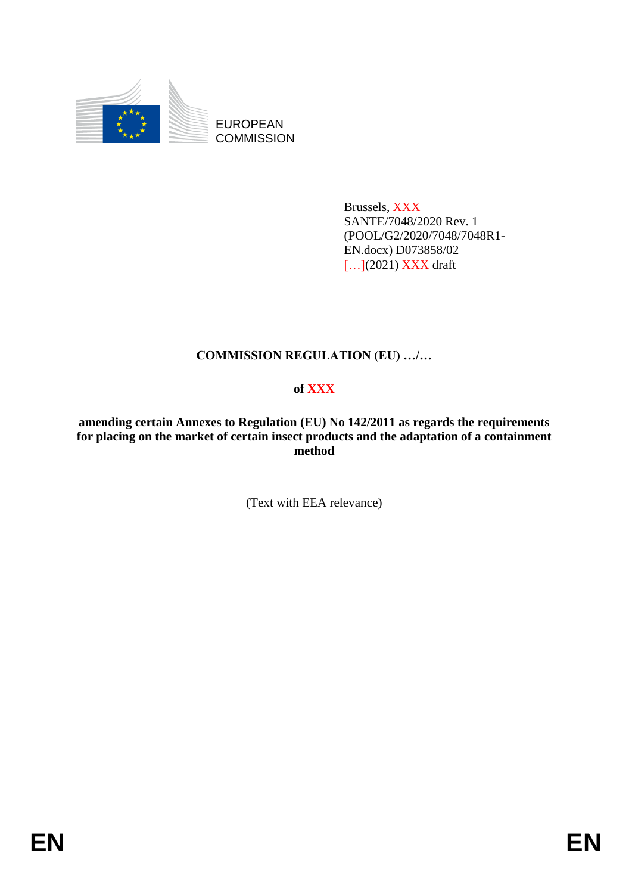EUROPEAN
COMMISSION

Brussels, XXX
SANTE/7048/2020 Rev. 1
(POOL/G2/2020/7048/7048R1-EN.docx) D073858/02
[…](2021) XXX draft

**COMMISSION REGULATION (EU) …/…**

**of XXX**

**amending certain Annexes to Regulation (EU) No 142/2011 as regards the requirements for placing on the market of certain insect products and the adaptation of a containment method**

(Text with EEA relevance)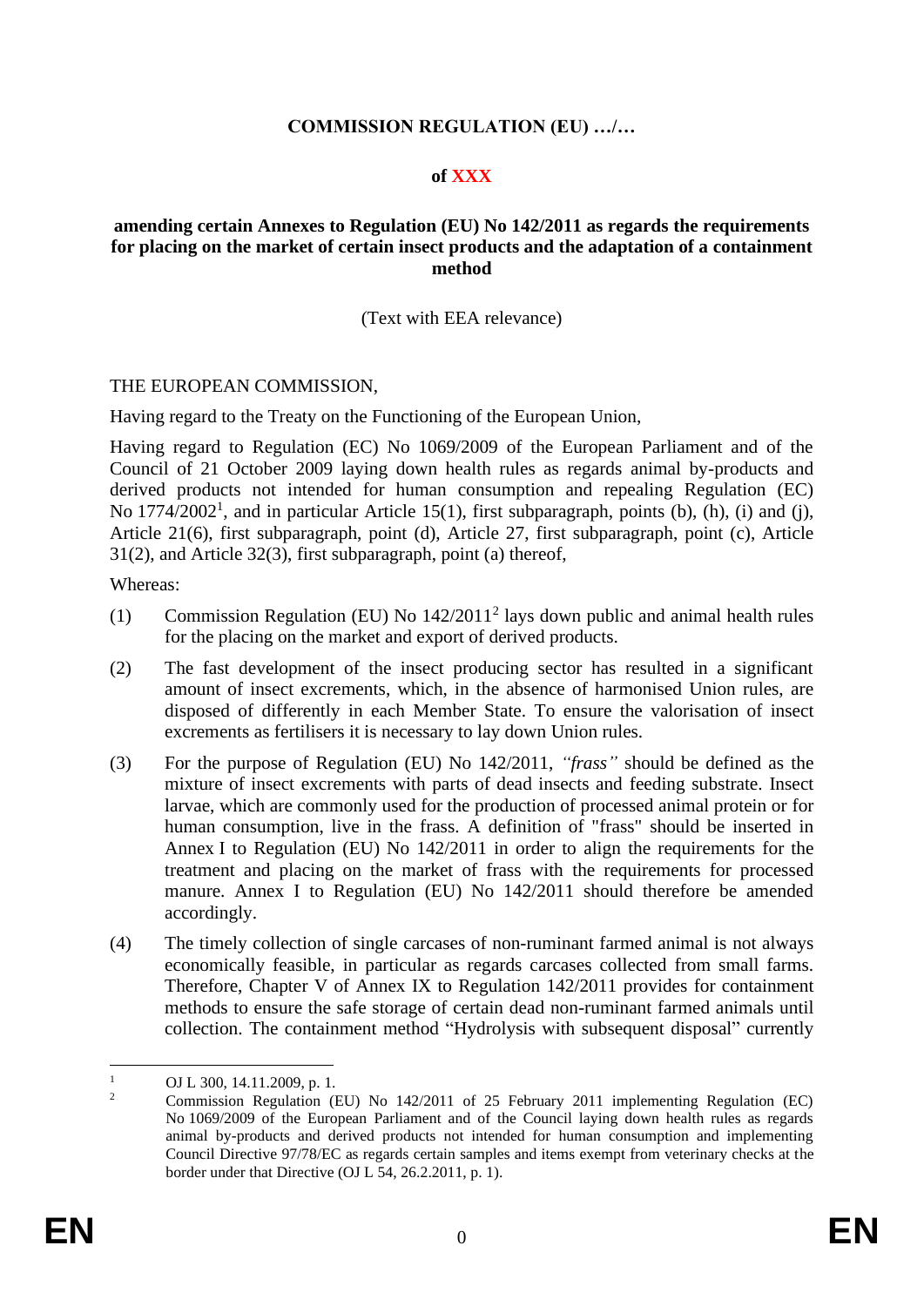**COMMISSION REGULATION (EU) …/…**

**of XXX**

**amending certain Annexes to Regulation (EU) No 142/2011 as regards the requirements for placing on the market of certain insect products and the adaptation of a containment method**

(Text with EEA relevance)

THE EUROPEAN COMMISSION,

Having regard to the Treaty on the Functioning of the European Union,

Having regard to Regulation (EC) No 1069/2009 of the European Parliament and of the Council of 21 October 2009 laying down health rules as regards animal by-products and derived products not intended for human consumption and repealing Regulation (EC) No 1774/2002[1], and in particular Article 15(1), first subparagraph, points (b), (h), (i) and (j), Article 21(6), first subparagraph, point (d), Article 27, first subparagraph, point (c), Article 31(2), and Article 32(3), first subparagraph, point (a) thereof,

Whereas:

(1) Commission Regulation (EU) No 142/2011[2] lays down public and animal health rules for the placing on the market and export of derived products.

(2) The fast development of the insect producing sector has resulted in a significant amount of insect excrements, which, in the absence of harmonised Union rules, are disposed of differently in each Member State. To ensure the valorisation of insect excrements as fertilisers it is necessary to lay down Union rules.

(3) For the purpose of Regulation (EU) No 142/2011, *"frass"* should be defined as the mixture of insect excrements with parts of dead insects and feeding substrate. Insect larvae, which are commonly used for the production of processed animal protein or for human consumption, live in the frass. A definition of "frass" should be inserted in Annex I to Regulation (EU) No 142/2011 in order to align the requirements for the treatment and placing on the market of frass with the requirements for processed manure. Annex I to Regulation (EU) No 142/2011 should therefore be amended accordingly.

(4) The timely collection of single carcases of non-ruminant farmed animal is not always economically feasible, in particular as regards carcases collected from small farms. Therefore, Chapter V of Annex IX to Regulation 142/2011 provides for containment methods to ensure the safe storage of certain dead non-ruminant farmed animals until collection. The containment method "Hydrolysis with subsequent disposal" currently

[1] OJ L 300, 14.11.2009, p. 1.

[2] Commission Regulation (EU) No 142/2011 of 25 February 2011 implementing Regulation (EC) No 1069/2009 of the European Parliament and of the Council laying down health rules as regards animal by-products and derived products not intended for human consumption and implementing Council Directive 97/78/EC as regards certain samples and items exempt from veterinary checks at the border under that Directive (OJ L 54, 26.2.2011, p. 1).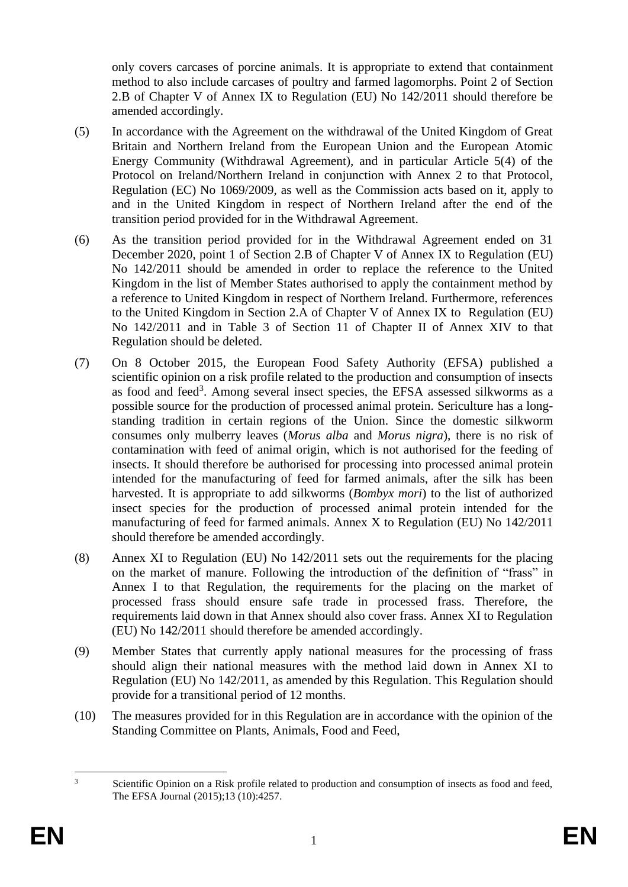only covers carcases of porcine animals. It is appropriate to extend that containment method to also include carcases of poultry and farmed lagomorphs. Point 2 of Section 2.B of Chapter V of Annex IX to Regulation (EU) No 142/2011 should therefore be amended accordingly.

(5) In accordance with the Agreement on the withdrawal of the United Kingdom of Great Britain and Northern Ireland from the European Union and the European Atomic Energy Community (Withdrawal Agreement), and in particular Article 5(4) of the Protocol on Ireland/Northern Ireland in conjunction with Annex 2 to that Protocol, Regulation (EC) No 1069/2009, as well as the Commission acts based on it, apply to and in the United Kingdom in respect of Northern Ireland after the end of the transition period provided for in the Withdrawal Agreement.

(6) As the transition period provided for in the Withdrawal Agreement ended on 31 December 2020, point 1 of Section 2.B of Chapter V of Annex IX to Regulation (EU) No 142/2011 should be amended in order to replace the reference to the United Kingdom in the list of Member States authorised to apply the containment method by a reference to United Kingdom in respect of Northern Ireland. Furthermore, references to the United Kingdom in Section 2.A of Chapter V of Annex IX to Regulation (EU) No 142/2011 and in Table 3 of Section 11 of Chapter II of Annex XIV to that Regulation should be deleted.

(7) On 8 October 2015, the European Food Safety Authority (EFSA) published a scientific opinion on a risk profile related to the production and consumption of insects as food and feed[3]. Among several insect species, the EFSA assessed silkworms as a possible source for the production of processed animal protein. Sericulture has a long-standing tradition in certain regions of the Union. Since the domestic silkworm consumes only mulberry leaves (*Morus alba* and *Morus nigra*), there is no risk of contamination with feed of animal origin, which is not authorised for the feeding of insects. It should therefore be authorised for processing into processed animal protein intended for the manufacturing of feed for farmed animals, after the silk has been harvested. It is appropriate to add silkworms (*Bombyx mori*) to the list of authorized insect species for the production of processed animal protein intended for the manufacturing of feed for farmed animals. Annex X to Regulation (EU) No 142/2011 should therefore be amended accordingly.

(8) Annex XI to Regulation (EU) No 142/2011 sets out the requirements for the placing on the market of manure. Following the introduction of the definition of "frass" in Annex I to that Regulation, the requirements for the placing on the market of processed frass should ensure safe trade in processed frass. Therefore, the requirements laid down in that Annex should also cover frass. Annex XI to Regulation (EU) No 142/2011 should therefore be amended accordingly.

(9) Member States that currently apply national measures for the processing of frass should align their national measures with the method laid down in Annex XI to Regulation (EU) No 142/2011, as amended by this Regulation. This Regulation should provide for a transitional period of 12 months.

(10) The measures provided for in this Regulation are in accordance with the opinion of the Standing Committee on Plants, Animals, Food and Feed,

[3] Scientific Opinion on a Risk profile related to production and consumption of insects as food and feed, The EFSA Journal (2015);13 (10):4257.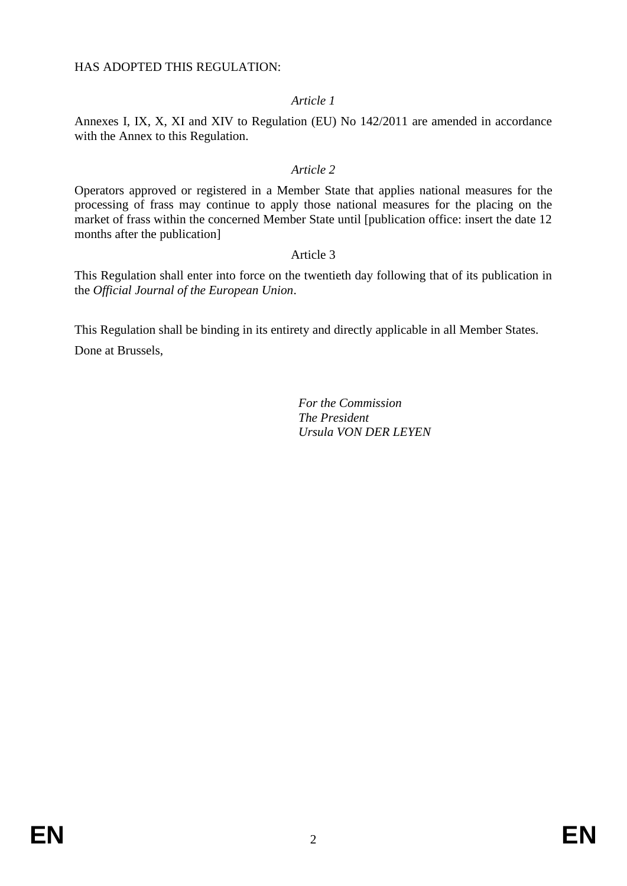HAS ADOPTED THIS REGULATION:

*Article 1*

Annexes I, IX, X, XI and XIV to Regulation (EU) No 142/2011 are amended in accordance with the Annex to this Regulation.

*Article 2*

Operators approved or registered in a Member State that applies national measures for the processing of frass may continue to apply those national measures for the placing on the market of frass within the concerned Member State until [publication office: insert the date 12 months after the publication]

Article 3

This Regulation shall enter into force on the twentieth day following that of its publication in the *Official Journal of the European Union*.

This Regulation shall be binding in its entirety and directly applicable in all Member States.

Done at Brussels,

*For the Commission*
*The President*
*Ursula VON DER LEYEN*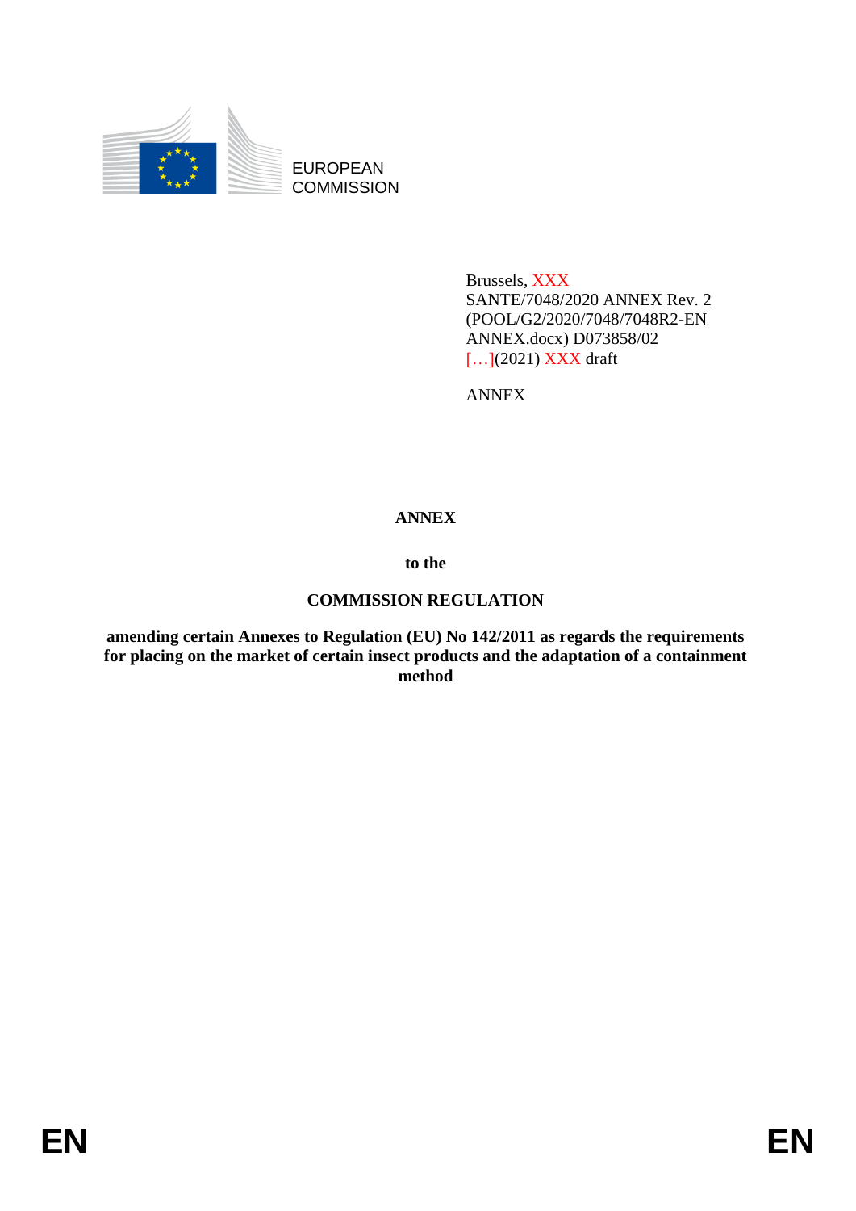EUROPEAN
COMMISSION

Brussels, XXX
SANTE/7048/2020 ANNEX Rev. 2
(POOL/G2/2020/7048/7048R2-EN
ANNEX.docx) D073858/02
[…](2021) XXX draft

ANNEX

# ANNEX

**to the**

**COMMISSION REGULATION**

**amending certain Annexes to Regulation (EU) No 142/2011 as regards the requirements for placing on the market of certain insect products and the adaptation of a containment method**

EN EN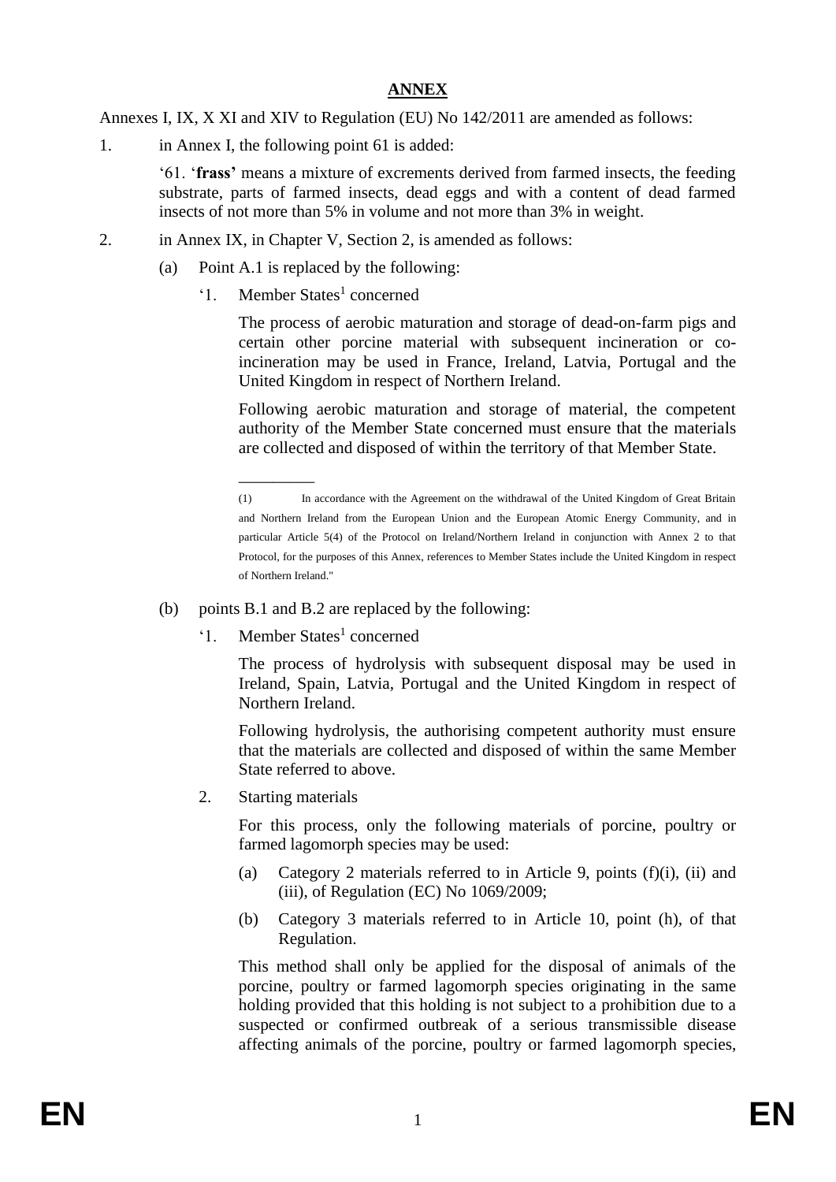# ANNEX

Annexes I, IX, X XI and XIV to Regulation (EU) No 142/2011 are amended as follows:

1. in Annex I, the following point 61 is added:

   '61. '**frass**' means a mixture of excrements derived from farmed insects, the feeding substrate, parts of farmed insects, dead eggs and with a content of dead farmed insects of not more than 5% in volume and not more than 3% in weight.

2. in Annex IX, in Chapter V, Section 2, is amended as follows:

   (a) Point A.1 is replaced by the following:

   '1. Member States[1] concerned

   The process of aerobic maturation and storage of dead-on-farm pigs and certain other porcine material with subsequent incineration or co-incineration may be used in France, Ireland, Latvia, Portugal and the United Kingdom in respect of Northern Ireland.

   Following aerobic maturation and storage of material, the competent authority of the Member State concerned must ensure that the materials are collected and disposed of within the territory of that Member State.

   ---

   (1) In accordance with the Agreement on the withdrawal of the United Kingdom of Great Britain and Northern Ireland from the European Union and the European Atomic Energy Community, and in particular Article 5(4) of the Protocol on Ireland/Northern Ireland in conjunction with Annex 2 to that Protocol, for the purposes of this Annex, references to Member States include the United Kingdom in respect of Northern Ireland."

   (b) points B.1 and B.2 are replaced by the following:

   '1. Member States[1] concerned

   The process of hydrolysis with subsequent disposal may be used in Ireland, Spain, Latvia, Portugal and the United Kingdom in respect of Northern Ireland.

   Following hydrolysis, the authorising competent authority must ensure that the materials are collected and disposed of within the same Member State referred to above.

   2. Starting materials

   For this process, only the following materials of porcine, poultry or farmed lagomorph species may be used:

   (a) Category 2 materials referred to in Article 9, points (f)(i), (ii) and (iii), of Regulation (EC) No 1069/2009;

   (b) Category 3 materials referred to in Article 10, point (h), of that Regulation.

   This method shall only be applied for the disposal of animals of the porcine, poultry or farmed lagomorph species originating in the same holding provided that this holding is not subject to a prohibition due to a suspected or confirmed outbreak of a serious transmissible disease affecting animals of the porcine, poultry or farmed lagomorph species,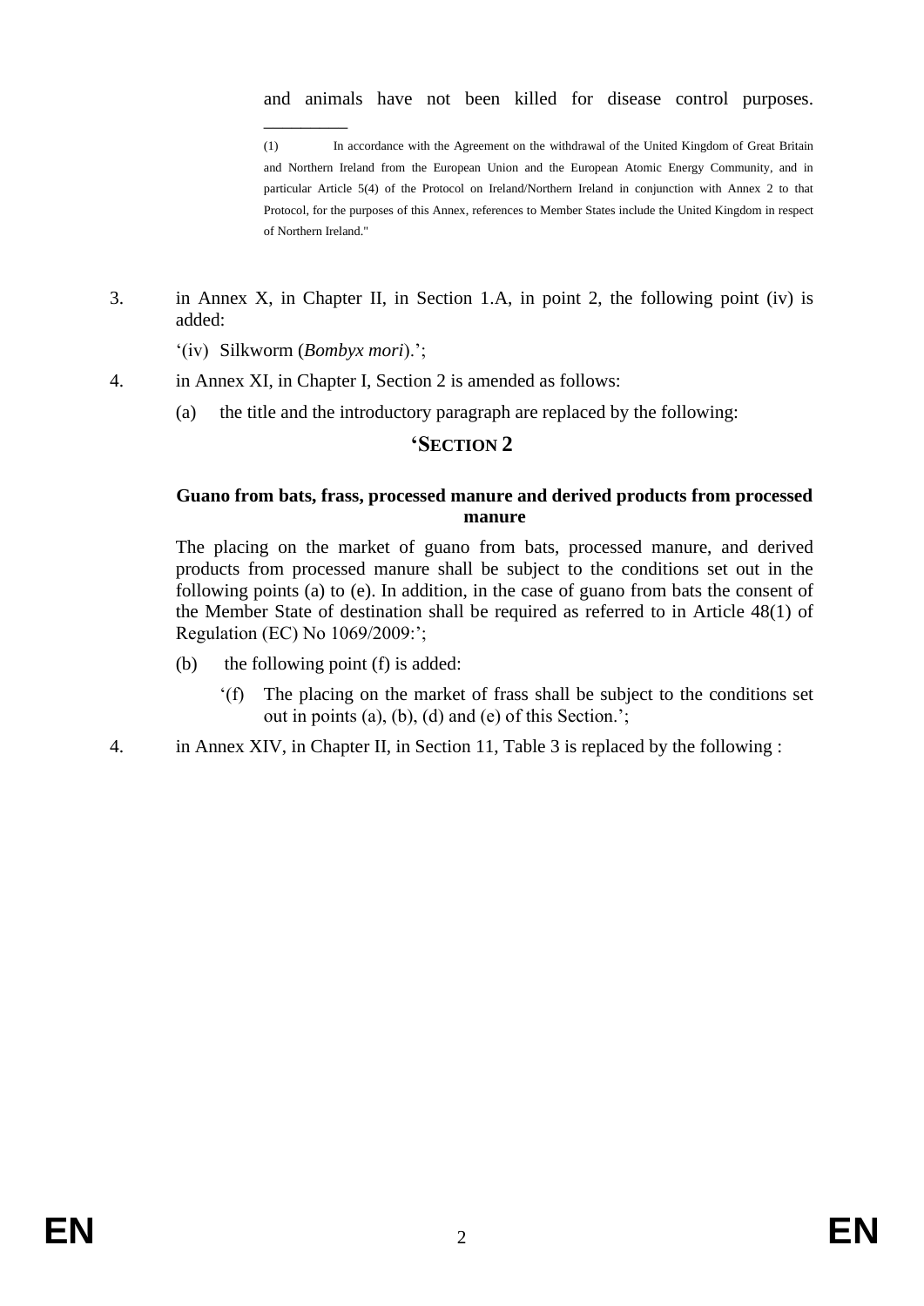and animals have not been killed for disease control purposes.

_________

(1) In accordance with the Agreement on the withdrawal of the United Kingdom of Great Britain and Northern Ireland from the European Union and the European Atomic Energy Community, and in particular Article 5(4) of the Protocol on Ireland/Northern Ireland in conjunction with Annex 2 to that Protocol, for the purposes of this Annex, references to Member States include the United Kingdom in respect of Northern Ireland."

3. in Annex X, in Chapter II, in Section 1.A, in point 2, the following point (iv) is added:

   '(iv) Silkworm (*Bombyx mori*).';

4. in Annex XI, in Chapter I, Section 2 is amended as follows:

   (a) the title and the introductory paragraph are replaced by the following:

## 'SECTION 2

**Guano from bats, frass, processed manure and derived products from processed manure**

The placing on the market of guano from bats, processed manure, and derived products from processed manure shall be subject to the conditions set out in the following points (a) to (e). In addition, in the case of guano from bats the consent of the Member State of destination shall be required as referred to in Article 48(1) of Regulation (EC) No 1069/2009:';

   (b) the following point (f) is added:

   '(f) The placing on the market of frass shall be subject to the conditions set out in points (a), (b), (d) and (e) of this Section.';

4. in Annex XIV, in Chapter II, in Section 11, Table 3 is replaced by the following :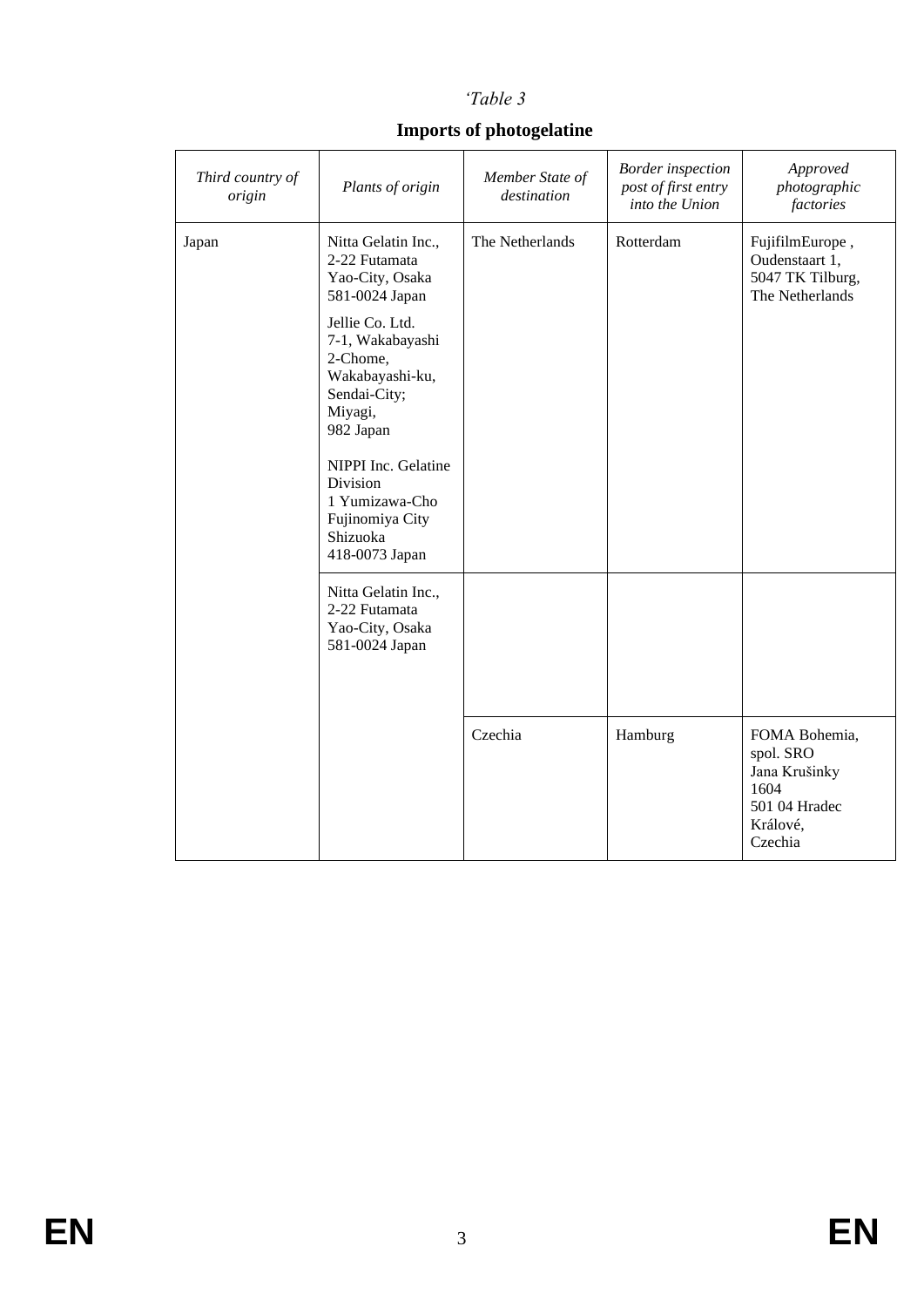*'Table 3*

**Imports of photogelatine**

| *Third country of origin* | *Plants of origin* | *Member State of destination* | *Border inspection post of first entry into the Union* | *Approved photographic factories* |
|---|---|---|---|---|
| Japan | Nitta Gelatin Inc., 2-22 Futamata Yao-City, Osaka 581-0024 Japan<br><br>Jellie Co. Ltd. 7-1, Wakabayashi 2-Chome, Wakabayashi-ku, Sendai-City; Miyagi, 982 Japan<br><br>NIPPI Inc. Gelatine Division 1 Yumizawa-Cho Fujinomiya City Shizuoka 418-0073 Japan | The Netherlands | Rotterdam | FujifilmEurope , Oudenstaart 1, 5047 TK Tilburg, The Netherlands |
| | Nitta Gelatin Inc., 2-22 Futamata Yao-City, Osaka 581-0024 Japan | | | |
| | | Czechia | Hamburg | FOMA Bohemia, spol. SRO Jana Krušinky 1604 501 04 Hradec Králové, Czechia |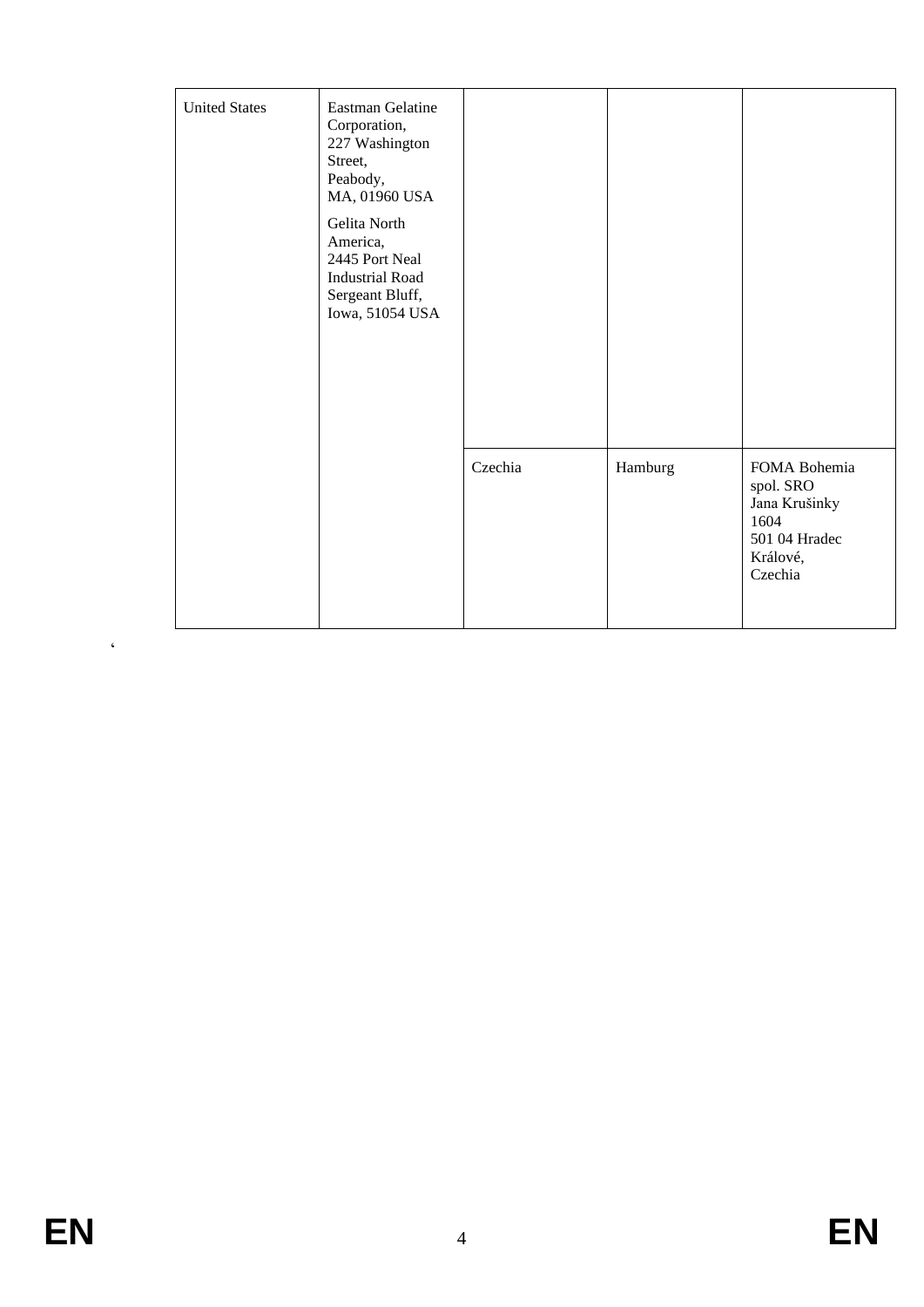| | | | | |
|---|---|---|---|---|
| United States | Eastman Gelatine Corporation, 227 Washington Street, Peabody, MA, 01960 USA<br><br>Gelita North America, 2445 Port Neal Industrial Road Sergeant Bluff, Iowa, 51054 USA | | | |
| | | Czechia | Hamburg | FOMA Bohemia spol. SRO Jana Krušinky 1604 501 04 Hradec Králové, Czechia |

‘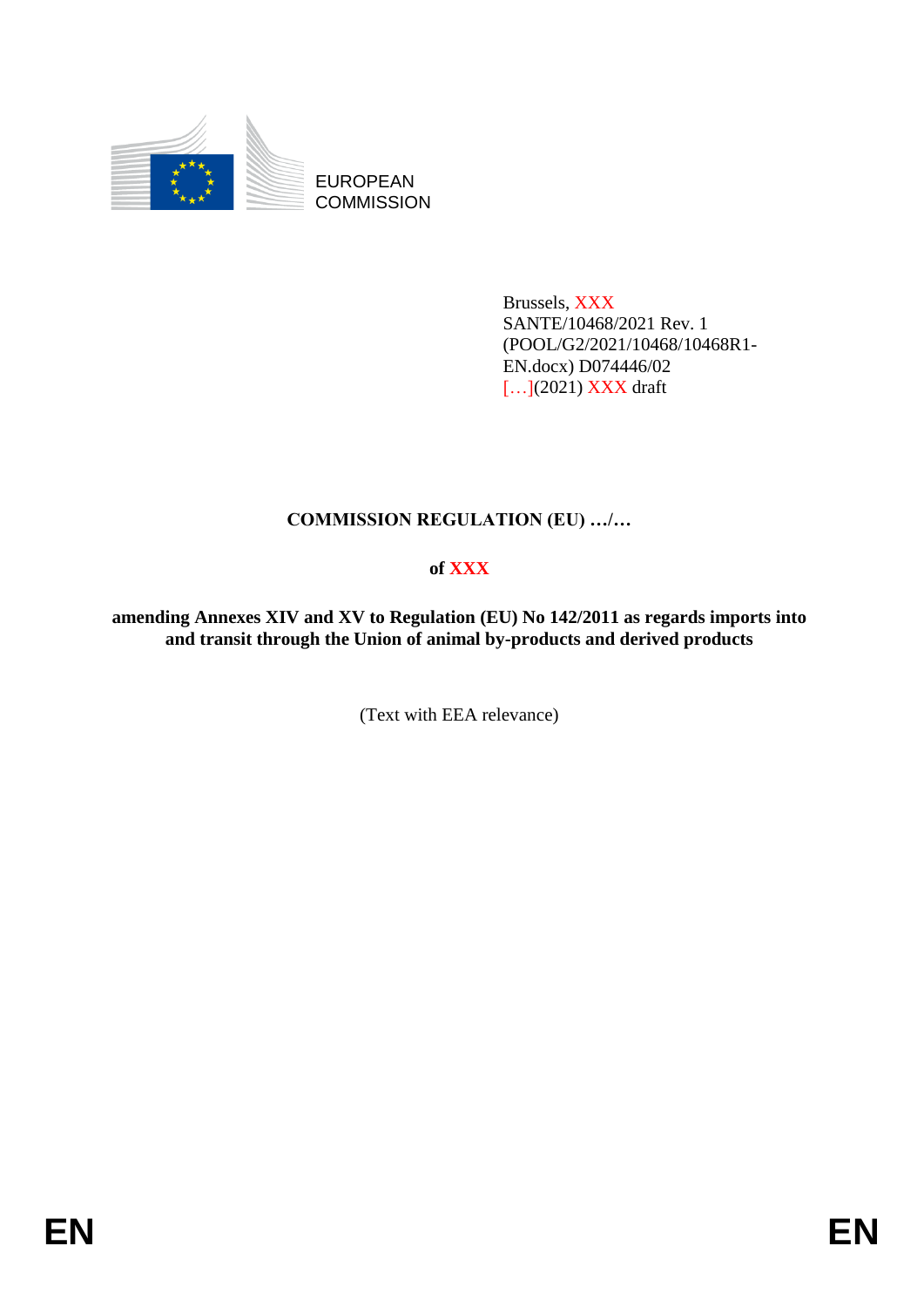EUROPEAN
COMMISSION

Brussels, XXX
SANTE/10468/2021 Rev. 1
(POOL/G2/2021/10468/10468R1-EN.docx) D074446/02
[…](2021) XXX draft

**COMMISSION REGULATION (EU) …/…**

**of XXX**

**amending Annexes XIV and XV to Regulation (EU) No 142/2011 as regards imports into and transit through the Union of animal by-products and derived products**

(Text with EEA relevance)

EN EN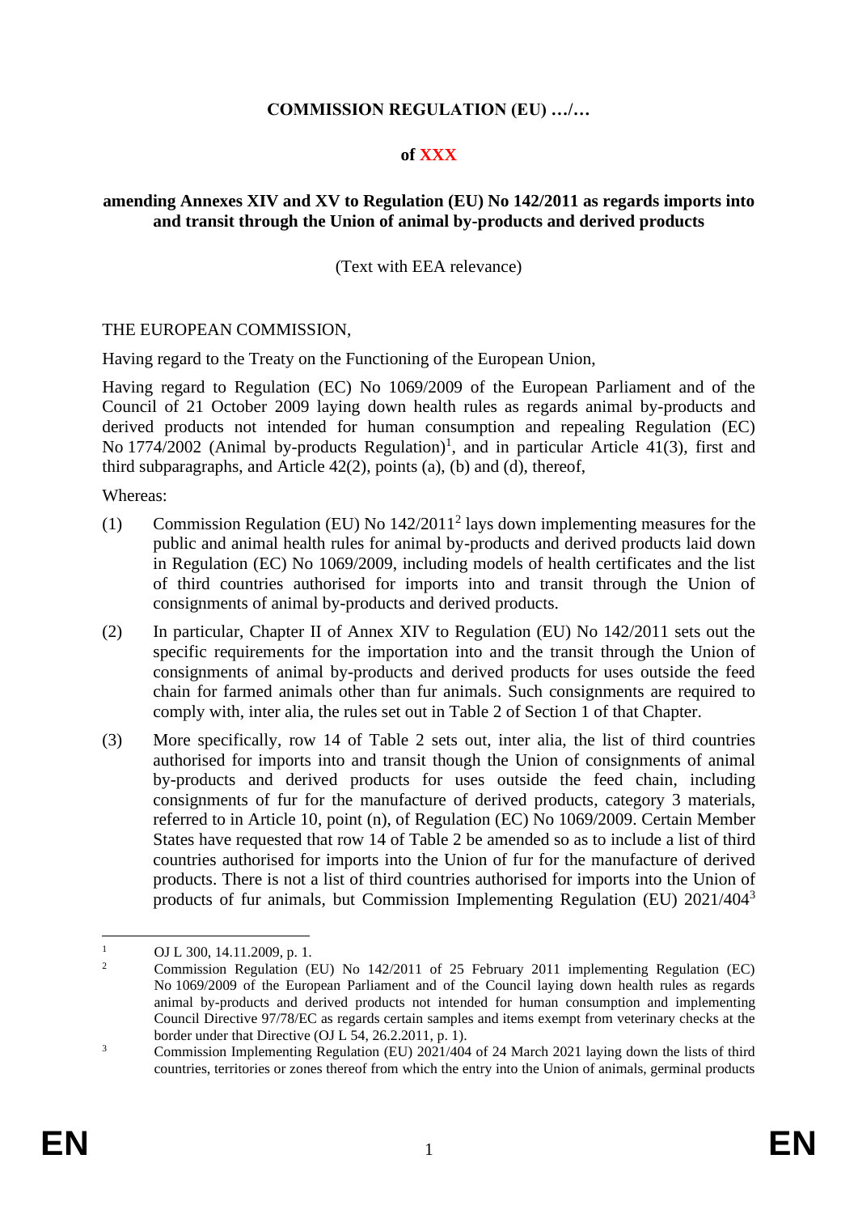**COMMISSION REGULATION (EU) …/…**

**of XXX**

**amending Annexes XIV and XV to Regulation (EU) No 142/2011 as regards imports into and transit through the Union of animal by-products and derived products**

(Text with EEA relevance)

THE EUROPEAN COMMISSION,

Having regard to the Treaty on the Functioning of the European Union,

Having regard to Regulation (EC) No 1069/2009 of the European Parliament and of the Council of 21 October 2009 laying down health rules as regards animal by-products and derived products not intended for human consumption and repealing Regulation (EC) No 1774/2002 (Animal by-products Regulation)[1], and in particular Article 41(3), first and third subparagraphs, and Article 42(2), points (a), (b) and (d), thereof,

Whereas:

(1) Commission Regulation (EU) No 142/2011[2] lays down implementing measures for the public and animal health rules for animal by-products and derived products laid down in Regulation (EC) No 1069/2009, including models of health certificates and the list of third countries authorised for imports into and transit through the Union of consignments of animal by-products and derived products.

(2) In particular, Chapter II of Annex XIV to Regulation (EU) No 142/2011 sets out the specific requirements for the importation into and the transit through the Union of consignments of animal by-products and derived products for uses outside the feed chain for farmed animals other than fur animals. Such consignments are required to comply with, inter alia, the rules set out in Table 2 of Section 1 of that Chapter.

(3) More specifically, row 14 of Table 2 sets out, inter alia, the list of third countries authorised for imports into and transit though the Union of consignments of animal by-products and derived products for uses outside the feed chain, including consignments of fur for the manufacture of derived products, category 3 materials, referred to in Article 10, point (n), of Regulation (EC) No 1069/2009. Certain Member States have requested that row 14 of Table 2 be amended so as to include a list of third countries authorised for imports into the Union of fur for the manufacture of derived products. There is not a list of third countries authorised for imports into the Union of products of fur animals, but Commission Implementing Regulation (EU) 2021/404[3]

[1] OJ L 300, 14.11.2009, p. 1.

[2] Commission Regulation (EU) No 142/2011 of 25 February 2011 implementing Regulation (EC) No 1069/2009 of the European Parliament and of the Council laying down health rules as regards animal by-products and derived products not intended for human consumption and implementing Council Directive 97/78/EC as regards certain samples and items exempt from veterinary checks at the border under that Directive (OJ L 54, 26.2.2011, p. 1).

[3] Commission Implementing Regulation (EU) 2021/404 of 24 March 2021 laying down the lists of third countries, territories or zones thereof from which the entry into the Union of animals, germinal products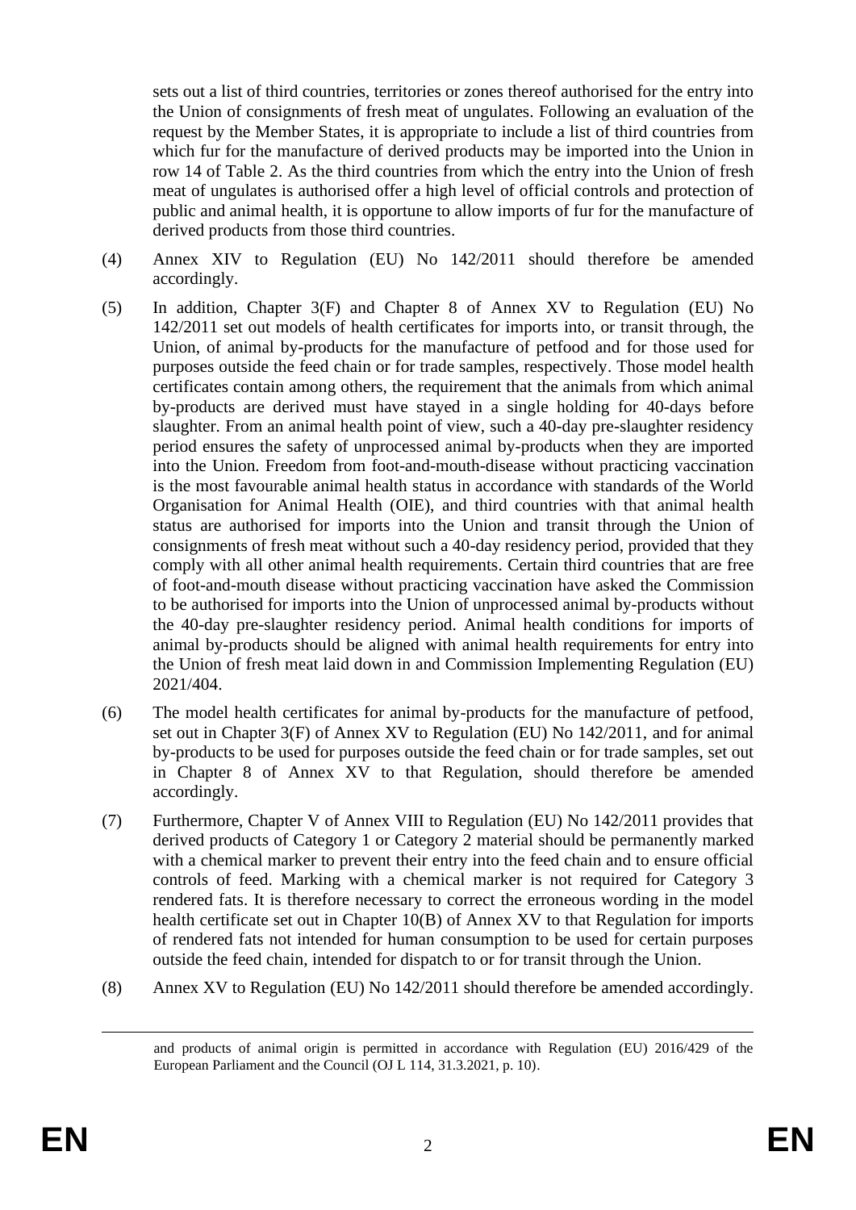sets out a list of third countries, territories or zones thereof authorised for the entry into the Union of consignments of fresh meat of ungulates. Following an evaluation of the request by the Member States, it is appropriate to include a list of third countries from which fur for the manufacture of derived products may be imported into the Union in row 14 of Table 2. As the third countries from which the entry into the Union of fresh meat of ungulates is authorised offer a high level of official controls and protection of public and animal health, it is opportune to allow imports of fur for the manufacture of derived products from those third countries.

(4) Annex XIV to Regulation (EU) No 142/2011 should therefore be amended accordingly.

(5) In addition, Chapter 3(F) and Chapter 8 of Annex XV to Regulation (EU) No 142/2011 set out models of health certificates for imports into, or transit through, the Union, of animal by-products for the manufacture of petfood and for those used for purposes outside the feed chain or for trade samples, respectively. Those model health certificates contain among others, the requirement that the animals from which animal by-products are derived must have stayed in a single holding for 40-days before slaughter. From an animal health point of view, such a 40-day pre-slaughter residency period ensures the safety of unprocessed animal by-products when they are imported into the Union. Freedom from foot-and-mouth-disease without practicing vaccination is the most favourable animal health status in accordance with standards of the World Organisation for Animal Health (OIE), and third countries with that animal health status are authorised for imports into the Union and transit through the Union of consignments of fresh meat without such a 40-day residency period, provided that they comply with all other animal health requirements. Certain third countries that are free of foot-and-mouth disease without practicing vaccination have asked the Commission to be authorised for imports into the Union of unprocessed animal by-products without the 40-day pre-slaughter residency period. Animal health conditions for imports of animal by-products should be aligned with animal health requirements for entry into the Union of fresh meat laid down in and Commission Implementing Regulation (EU) 2021/404.

(6) The model health certificates for animal by-products for the manufacture of petfood, set out in Chapter 3(F) of Annex XV to Regulation (EU) No 142/2011, and for animal by-products to be used for purposes outside the feed chain or for trade samples, set out in Chapter 8 of Annex XV to that Regulation, should therefore be amended accordingly.

(7) Furthermore, Chapter V of Annex VIII to Regulation (EU) No 142/2011 provides that derived products of Category 1 or Category 2 material should be permanently marked with a chemical marker to prevent their entry into the feed chain and to ensure official controls of feed. Marking with a chemical marker is not required for Category 3 rendered fats. It is therefore necessary to correct the erroneous wording in the model health certificate set out in Chapter 10(B) of Annex XV to that Regulation for imports of rendered fats not intended for human consumption to be used for certain purposes outside the feed chain, intended for dispatch to or for transit through the Union.

(8) Annex XV to Regulation (EU) No 142/2011 should therefore be amended accordingly.

---

and products of animal origin is permitted in accordance with Regulation (EU) 2016/429 of the European Parliament and the Council (OJ L 114, 31.3.2021, p. 10).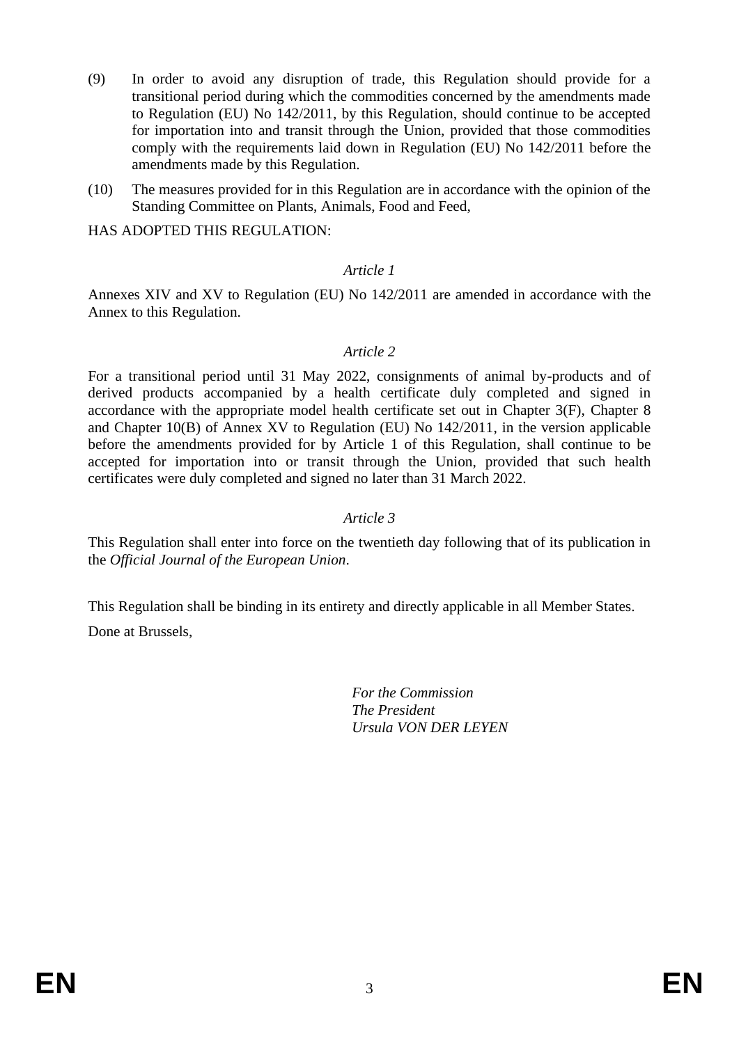(9) In order to avoid any disruption of trade, this Regulation should provide for a transitional period during which the commodities concerned by the amendments made to Regulation (EU) No 142/2011, by this Regulation, should continue to be accepted for importation into and transit through the Union, provided that those commodities comply with the requirements laid down in Regulation (EU) No 142/2011 before the amendments made by this Regulation.

(10) The measures provided for in this Regulation are in accordance with the opinion of the Standing Committee on Plants, Animals, Food and Feed,

HAS ADOPTED THIS REGULATION:

*Article 1*

Annexes XIV and XV to Regulation (EU) No 142/2011 are amended in accordance with the Annex to this Regulation.

*Article 2*

For a transitional period until 31 May 2022, consignments of animal by-products and of derived products accompanied by a health certificate duly completed and signed in accordance with the appropriate model health certificate set out in Chapter 3(F), Chapter 8 and Chapter 10(B) of Annex XV to Regulation (EU) No 142/2011, in the version applicable before the amendments provided for by Article 1 of this Regulation, shall continue to be accepted for importation into or transit through the Union, provided that such health certificates were duly completed and signed no later than 31 March 2022.

*Article 3*

This Regulation shall enter into force on the twentieth day following that of its publication in the *Official Journal of the European Union*.

This Regulation shall be binding in its entirety and directly applicable in all Member States.

Done at Brussels,

*For the Commission*
*The President*
*Ursula VON DER LEYEN*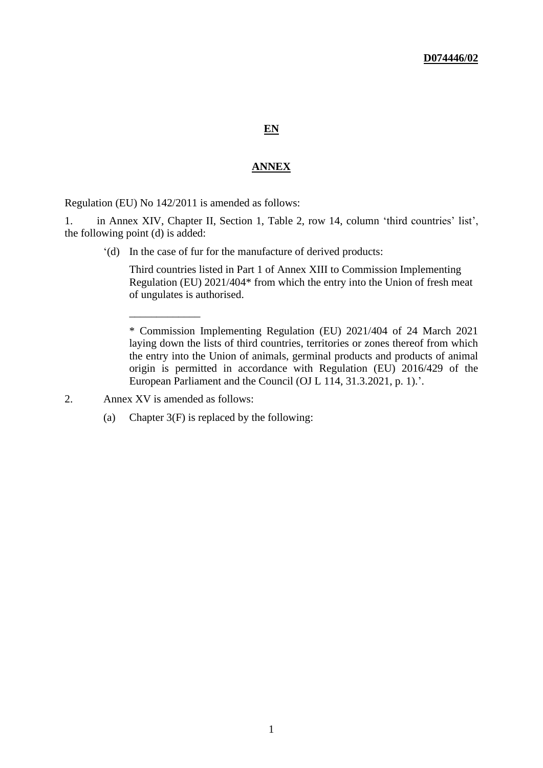**D074446/02**

**EN**

**ANNEX**

Regulation (EU) No 142/2011 is amended as follows:

1. in Annex XIV, Chapter II, Section 1, Table 2, row 14, column 'third countries' list', the following point (d) is added:

   '(d) In the case of fur for the manufacture of derived products:

   Third countries listed in Part 1 of Annex XIII to Commission Implementing Regulation (EU) 2021/404* from which the entry into the Union of fresh meat of ungulates is authorised.

   _____________

   * Commission Implementing Regulation (EU) 2021/404 of 24 March 2021 laying down the lists of third countries, territories or zones thereof from which the entry into the Union of animals, germinal products and products of animal origin is permitted in accordance with Regulation (EU) 2016/429 of the European Parliament and the Council (OJ L 114, 31.3.2021, p. 1).'.

2. Annex XV is amended as follows:

   (a) Chapter 3(F) is replaced by the following: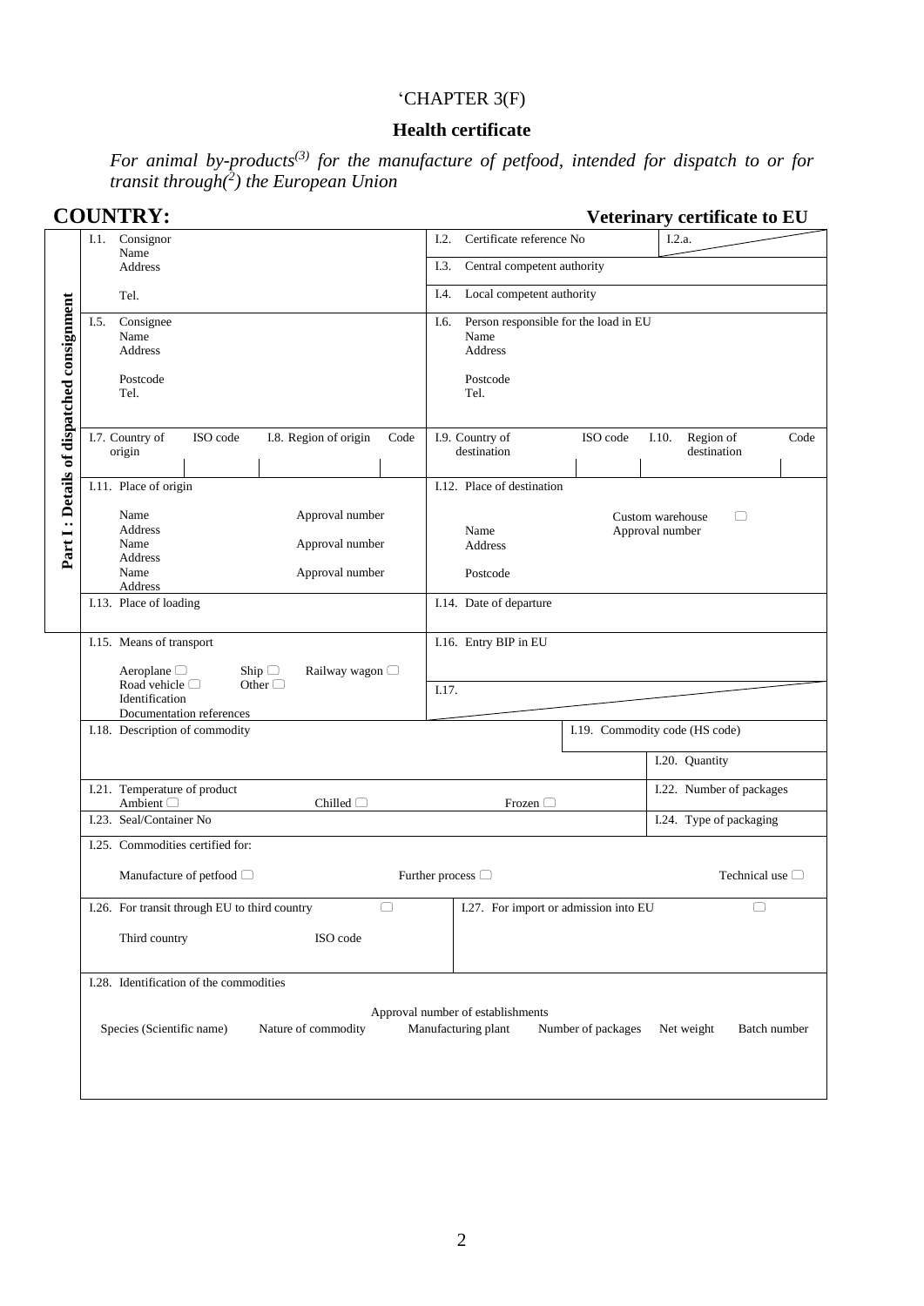'CHAPTER 3(F)

## Health certificate

*For animal by-products[(3)] for the manufacture of petfood, intended for dispatch to or for transit through[(2)] the European Union*

**COUNTRY:** **Veterinary certificate to EU**

**Part I : Details of dispatched consignment**

| | |
|---|---|
| I.1. Consignor<br>Name<br>Address<br><br>Tel. | I.2. Certificate reference No — I.2.a.<br>I.3. Central competent authority<br>I.4. Local competent authority |
| I.5. Consignee<br>Name<br>Address<br><br>Postcode<br>Tel. | I.6. Person responsible for the load in EU<br>Name<br>Address<br><br>Postcode<br>Tel. |
| I.7. Country of origin — ISO code — I.8. Region of origin — Code | I.9. Country of destination — ISO code — I.10. Region of destination — Code |
| I.11. Place of origin<br><br>Name — Approval number<br>Address<br>Name — Approval number<br>Address<br>Name — Approval number<br>Address | I.12. Place of destination<br><br>Custom warehouse ☐<br>Name — Approval number<br>Address<br><br>Postcode |
| I.13. Place of loading | I.14. Date of departure |
| I.15. Means of transport<br><br>Aeroplane ☐ Ship ☐ Railway wagon ☐<br>Road vehicle ☐ Other ☐<br>Identification<br>Documentation references | I.16. Entry BIP in EU<br><br>I.17. |
| I.18. Description of commodity | I.19. Commodity code (HS code)<br>I.20. Quantity |
| I.21. Temperature of product<br>Ambient ☐ Chilled ☐ Frozen ☐ | I.22. Number of packages |
| I.23. Seal/Container No | I.24. Type of packaging |
| I.25. Commodities certified for:<br><br>Manufacture of petfood ☐ Further process ☐ Technical use ☐ | |
| I.26. For transit through EU to third country ☐<br><br>Third country — ISO code | I.27. For import or admission into EU ☐ |

I.28. Identification of the commodities

| Species (Scientific name) | Nature of commodity | Approval number of establishments<br>Manufacturing plant | Number of packages | Net weight | Batch number |
|---|---|---|---|---|---|
| | | | | | |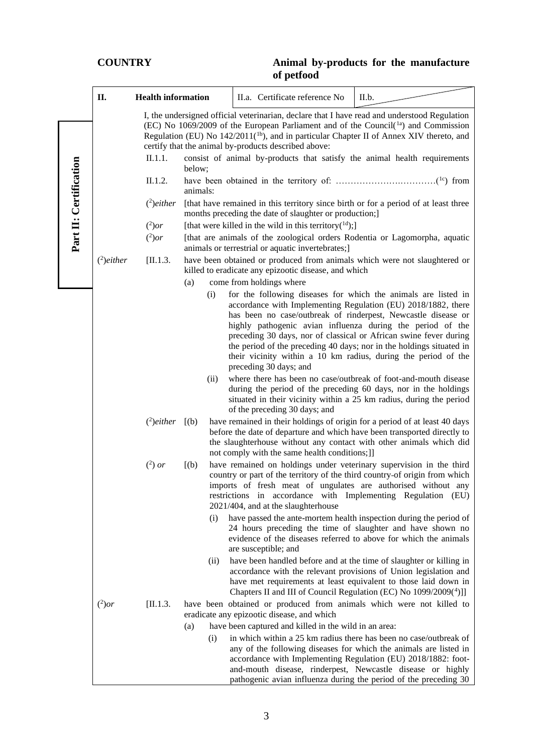**COUNTRY** **Animal by-products for the manufacture of petfood**

| II. | Health information | II.a. Certificate reference No | II.b. |
|---|---|---|---|

**Part II: Certification**

I, the undersigned official veterinarian, declare that I have read and understood Regulation (EC) No 1069/2009 of the European Parliament and of the Council([1a]) and Commission Regulation (EU) No 142/2011([1b]), and in particular Chapter II of Annex XIV thereto, and certify that the animal by-products described above:

II.1.1. consist of animal by-products that satisfy the animal health requirements below;

II.1.2. have been obtained in the territory of: ……………………………([1c]) from animals:

([2])*either* [that have remained in this territory since birth or for a period of at least three months preceding the date of slaughter or production;]

([2])*or* [that were killed in the wild in this territory([1d]);]

([2])*or* [that are animals of the zoological orders Rodentia or Lagomorpha, aquatic animals or terrestrial or aquatic invertebrates;]

([2])*either* [II.1.3. have been obtained or produced from animals which were not slaughtered or killed to eradicate any epizootic disease, and which

(a) come from holdings where

(i) for the following diseases for which the animals are listed in accordance with Implementing Regulation (EU) 2018/1882, there has been no case/outbreak of rinderpest, Newcastle disease or highly pathogenic avian influenza during the period of the preceding 30 days, nor of classical or African swine fever during the period of the preceding 40 days; nor in the holdings situated in their vicinity within a 10 km radius, during the period of the preceding 30 days; and

(ii) where there has been no case/outbreak of foot-and-mouth disease during the period of the preceding 60 days, nor in the holdings situated in their vicinity within a 25 km radius, during the period of the preceding 30 days; and

([2])*either* [(b) have remained in their holdings of origin for a period of at least 40 days before the date of departure and which have been transported directly to the slaughterhouse without any contact with other animals which did not comply with the same health conditions;]]

([2]) *or* [(b) have remained on holdings under veterinary supervision in the third country or part of the territory of the third country-of origin from which imports of fresh meat of ungulates are authorised without any restrictions in accordance with Implementing Regulation (EU) 2021/404, and at the slaughterhouse

(i) have passed the ante-mortem health inspection during the period of 24 hours preceding the time of slaughter and have shown no evidence of the diseases referred to above for which the animals are susceptible; and

(ii) have been handled before and at the time of slaughter or killing in accordance with the relevant provisions of Union legislation and have met requirements at least equivalent to those laid down in Chapters II and III of Council Regulation (EC) No 1099/2009([4])]]

([2])*or* [II.1.3. have been obtained or produced from animals which were not killed to eradicate any epizootic disease, and which

(a) have been captured and killed in the wild in an area:

(i) in which within a 25 km radius there has been no case/outbreak of any of the following diseases for which the animals are listed in accordance with Implementing Regulation (EU) 2018/1882: foot-and-mouth disease, rinderpest, Newcastle disease or highly pathogenic avian influenza during the period of the preceding 30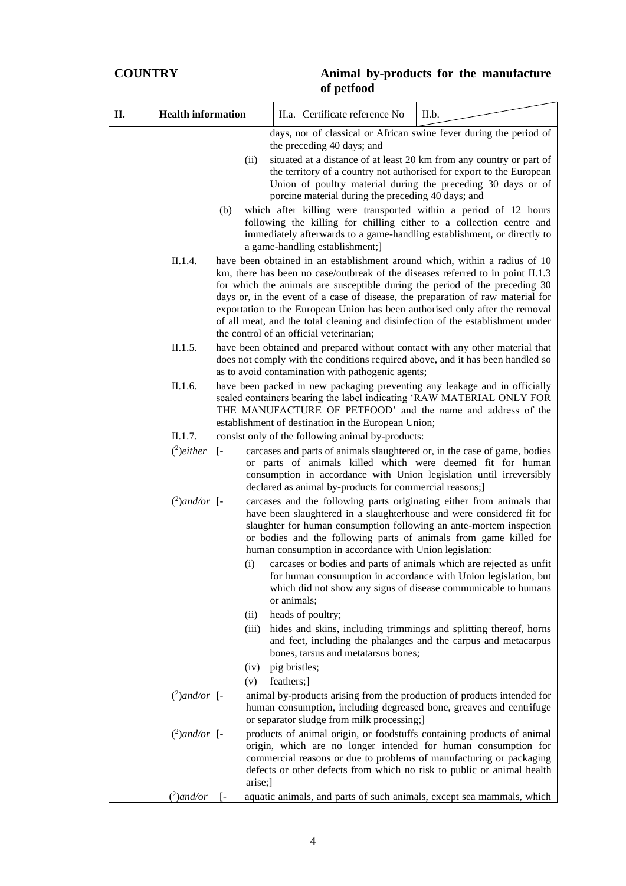**COUNTRY**

**Animal by-products for the manufacture of petfood**

| II. | Health information | II.a. Certificate reference No | II.b. |
|---|---|---|---|

days, nor of classical or African swine fever during the period of the preceding 40 days; and

(ii) situated at a distance of at least 20 km from any country or part of the territory of a country not authorised for export to the European Union of poultry material during the preceding 30 days or of porcine material during the preceding 40 days; and

(b) which after killing were transported within a period of 12 hours following the killing for chilling either to a collection centre and immediately afterwards to a game-handling establishment, or directly to a game-handling establishment;]

II.1.4. have been obtained in an establishment around which, within a radius of 10 km, there has been no case/outbreak of the diseases referred to in point II.1.3 for which the animals are susceptible during the period of the preceding 30 days or, in the event of a case of disease, the preparation of raw material for exportation to the European Union has been authorised only after the removal of all meat, and the total cleaning and disinfection of the establishment under the control of an official veterinarian;

II.1.5. have been obtained and prepared without contact with any other material that does not comply with the conditions required above, and it has been handled so as to avoid contamination with pathogenic agents;

II.1.6. have been packed in new packaging preventing any leakage and in officially sealed containers bearing the label indicating 'RAW MATERIAL ONLY FOR THE MANUFACTURE OF PETFOOD' and the name and address of the establishment of destination in the European Union;

II.1.7. consist only of the following animal by-products:

(2)*either* [- carcases and parts of animals slaughtered or, in the case of game, bodies or parts of animals killed which were deemed fit for human consumption in accordance with Union legislation until irreversibly declared as animal by-products for commercial reasons;]

(2)*and/or* [- carcases and the following parts originating either from animals that have been slaughtered in a slaughterhouse and were considered fit for slaughter for human consumption following an ante-mortem inspection or bodies and the following parts of animals from game killed for human consumption in accordance with Union legislation:

(i) carcases or bodies and parts of animals which are rejected as unfit for human consumption in accordance with Union legislation, but which did not show any signs of disease communicable to humans or animals;

(ii) heads of poultry;

(iii) hides and skins, including trimmings and splitting thereof, horns and feet, including the phalanges and the carpus and metacarpus bones, tarsus and metatarsus bones;

(iv) pig bristles;

(v) feathers;]

(2)*and/or* [- animal by-products arising from the production of products intended for human consumption, including degreased bone, greaves and centrifuge or separator sludge from milk processing;]

(2)*and/or* [- products of animal origin, or foodstuffs containing products of animal origin, which are no longer intended for human consumption for commercial reasons or due to problems of manufacturing or packaging defects or other defects from which no risk to public or animal health arise;]

(2)*and/or* [- aquatic animals, and parts of such animals, except sea mammals, which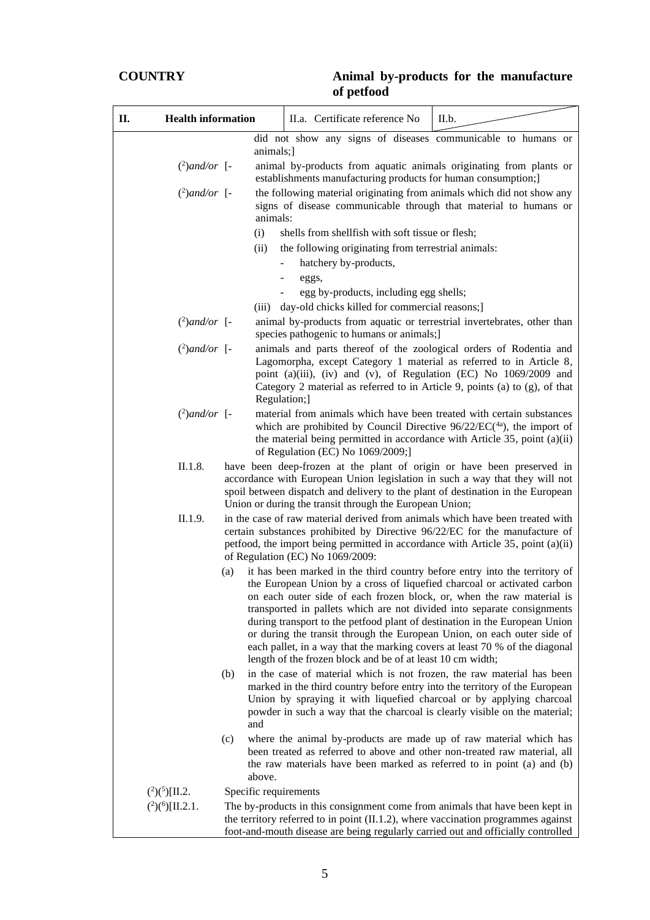**COUNTRY**

**Animal by-products for the manufacture of petfood**

| II. Health information | II.a. Certificate reference No | II.b. |
|---|---|---|

did not show any signs of diseases communicable to humans or animals;]

([2])*and/or* [- animal by-products from aquatic animals originating from plants or establishments manufacturing products for human consumption;]

([2])*and/or* [- the following material originating from animals which did not show any signs of disease communicable through that material to humans or animals:

(i) shells from shellfish with soft tissue or flesh;

(ii) the following originating from terrestrial animals:

- hatchery by-products,
- eggs,
- egg by-products, including egg shells;

(iii) day-old chicks killed for commercial reasons;]

([2])*and/or* [- animal by-products from aquatic or terrestrial invertebrates, other than species pathogenic to humans or animals;]

([2])*and/or* [- animals and parts thereof of the zoological orders of Rodentia and Lagomorpha, except Category 1 material as referred to in Article 8, point (a)(iii), (iv) and (v), of Regulation (EC) No 1069/2009 and Category 2 material as referred to in Article 9, points (a) to (g), of that Regulation;]

([2])*and/or* [- material from animals which have been treated with certain substances which are prohibited by Council Directive 96/22/EC([4a]), the import of the material being permitted in accordance with Article 35, point (a)(ii) of Regulation (EC) No 1069/2009;]

II.1.8. have been deep-frozen at the plant of origin or have been preserved in accordance with European Union legislation in such a way that they will not spoil between dispatch and delivery to the plant of destination in the European Union or during the transit through the European Union;

II.1.9. in the case of raw material derived from animals which have been treated with certain substances prohibited by Directive 96/22/EC for the manufacture of petfood, the import being permitted in accordance with Article 35, point (a)(ii) of Regulation (EC) No 1069/2009:

(a) it has been marked in the third country before entry into the territory of the European Union by a cross of liquefied charcoal or activated carbon on each outer side of each frozen block, or, when the raw material is transported in pallets which are not divided into separate consignments during transport to the petfood plant of destination in the European Union or during the transit through the European Union, on each outer side of each pallet, in a way that the marking covers at least 70 % of the diagonal length of the frozen block and be of at least 10 cm width;

(b) in the case of material which is not frozen, the raw material has been marked in the third country before entry into the territory of the European Union by spraying it with liquefied charcoal or by applying charcoal powder in such a way that the charcoal is clearly visible on the material; and

(c) where the animal by-products are made up of raw material which has been treated as referred to above and other non-treated raw material, all the raw materials have been marked as referred to in point (a) and (b) above.

([2])([5])[II.2. Specific requirements

([2])([6])[II.2.1. The by-products in this consignment come from animals that have been kept in the territory referred to in point (II.1.2), where vaccination programmes against foot-and-mouth disease are being regularly carried out and officially controlled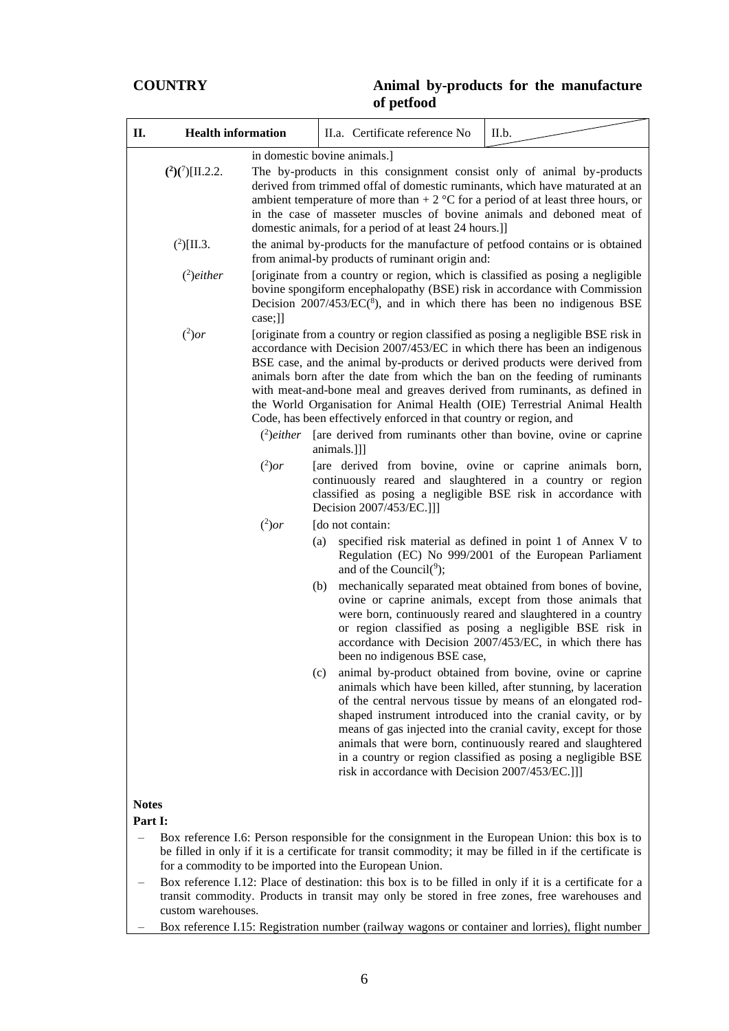**COUNTRY**

**Animal by-products for the manufacture of petfood**

| II. Health information | II.a. Certificate reference No | II.b. |
|---|---|---|

in domestic bovine animals.]

(2)(7)[II.2.2. The by-products in this consignment consist only of animal by-products derived from trimmed offal of domestic ruminants, which have maturated at an ambient temperature of more than + 2 °C for a period of at least three hours, or in the case of masseter muscles of bovine animals and deboned meat of domestic animals, for a period of at least 24 hours.]]

(2)[II.3. the animal by-products for the manufacture of petfood contains or is obtained from animal-by products of ruminant origin and:

(2)*either* [originate from a country or region, which is classified as posing a negligible bovine spongiform encephalopathy (BSE) risk in accordance with Commission Decision 2007/453/EC(8), and in which there has been no indigenous BSE case;]]

(2)*or* [originate from a country or region classified as posing a negligible BSE risk in accordance with Decision 2007/453/EC in which there has been an indigenous BSE case, and the animal by-products or derived products were derived from animals born after the date from which the ban on the feeding of ruminants with meat-and-bone meal and greaves derived from ruminants, as defined in the World Organisation for Animal Health (OIE) Terrestrial Animal Health Code, has been effectively enforced in that country or region, and

(2)*either* [are derived from ruminants other than bovine, ovine or caprine animals.]]]

(2)*or* [are derived from bovine, ovine or caprine animals born, continuously reared and slaughtered in a country or region classified as posing a negligible BSE risk in accordance with Decision 2007/453/EC.]]]

(2)*or* [do not contain:

(a) specified risk material as defined in point 1 of Annex V to Regulation (EC) No 999/2001 of the European Parliament and of the Council(9);

(b) mechanically separated meat obtained from bones of bovine, ovine or caprine animals, except from those animals that were born, continuously reared and slaughtered in a country or region classified as posing a negligible BSE risk in accordance with Decision 2007/453/EC, in which there has been no indigenous BSE case,

(c) animal by-product obtained from bovine, ovine or caprine animals which have been killed, after stunning, by laceration of the central nervous tissue by means of an elongated rod-shaped instrument introduced into the cranial cavity, or by means of gas injected into the cranial cavity, except for those animals that were born, continuously reared and slaughtered in a country or region classified as posing a negligible BSE risk in accordance with Decision 2007/453/EC.]]]

**Notes**

**Part I:**

- Box reference I.6: Person responsible for the consignment in the European Union: this box is to be filled in only if it is a certificate for transit commodity; it may be filled in if the certificate is for a commodity to be imported into the European Union.
- Box reference I.12: Place of destination: this box is to be filled in only if it is a certificate for a transit commodity. Products in transit may only be stored in free zones, free warehouses and custom warehouses.
- Box reference I.15: Registration number (railway wagons or container and lorries), flight number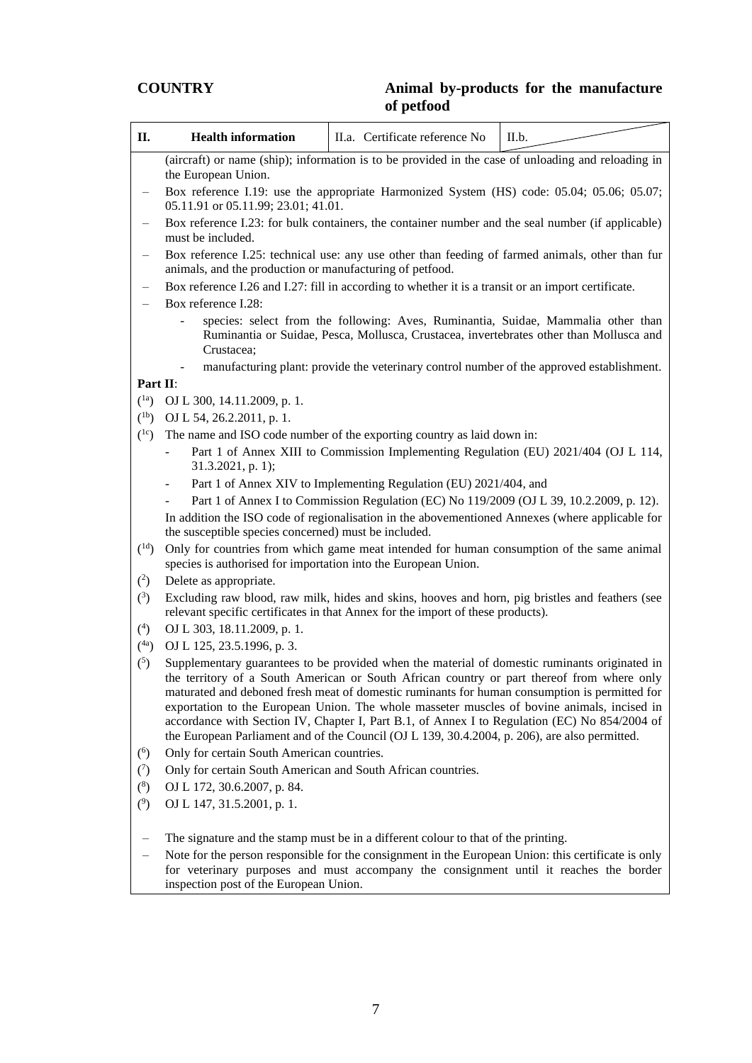**COUNTRY** | **Animal by-products for the manufacture of petfood**

| II. | Health information | II.a. Certificate reference No | II.b. |
|---|---|---|---|

(aircraft) or name (ship); information is to be provided in the case of unloading and reloading in the European Union.

- Box reference I.19: use the appropriate Harmonized System (HS) code: 05.04; 05.06; 05.07; 05.11.91 or 05.11.99; 23.01; 41.01.
- Box reference I.23: for bulk containers, the container number and the seal number (if applicable) must be included.
- Box reference I.25: technical use: any use other than feeding of farmed animals, other than fur animals, and the production or manufacturing of petfood.
- Box reference I.26 and I.27: fill in according to whether it is a transit or an import certificate.
- Box reference I.28:
  - species: select from the following: Aves, Ruminantia, Suidae, Mammalia other than Ruminantia or Suidae, Pesca, Mollusca, Crustacea, invertebrates other than Mollusca and Crustacea;
  - manufacturing plant: provide the veterinary control number of the approved establishment.

**Part II**:

([1a]) OJ L 300, 14.11.2009, p. 1.

([1b]) OJ L 54, 26.2.2011, p. 1.

([1c]) The name and ISO code number of the exporting country as laid down in:

- Part 1 of Annex XIII to Commission Implementing Regulation (EU) 2021/404 (OJ L 114, 31.3.2021, p. 1);
- Part 1 of Annex XIV to Implementing Regulation (EU) 2021/404, and
- Part 1 of Annex I to Commission Regulation (EC) No 119/2009 (OJ L 39, 10.2.2009, p. 12).

In addition the ISO code of regionalisation in the abovementioned Annexes (where applicable for the susceptible species concerned) must be included.

([1d]) Only for countries from which game meat intended for human consumption of the same animal species is authorised for importation into the European Union.

([2]) Delete as appropriate.

([3]) Excluding raw blood, raw milk, hides and skins, hooves and horn, pig bristles and feathers (see relevant specific certificates in that Annex for the import of these products).

([4]) OJ L 303, 18.11.2009, p. 1.

([4a]) OJ L 125, 23.5.1996, p. 3.

([5]) Supplementary guarantees to be provided when the material of domestic ruminants originated in the territory of a South American or South African country or part thereof from where only maturated and deboned fresh meat of domestic ruminants for human consumption is permitted for exportation to the European Union. The whole masseter muscles of bovine animals, incised in accordance with Section IV, Chapter I, Part B.1, of Annex I to Regulation (EC) No 854/2004 of the European Parliament and of the Council (OJ L 139, 30.4.2004, p. 206), are also permitted.

([6]) Only for certain South American countries.

([7]) Only for certain South American and South African countries.

([8]) OJ L 172, 30.6.2007, p. 84.

([9]) OJ L 147, 31.5.2001, p. 1.

- The signature and the stamp must be in a different colour to that of the printing.
- Note for the person responsible for the consignment in the European Union: this certificate is only for veterinary purposes and must accompany the consignment until it reaches the border inspection post of the European Union.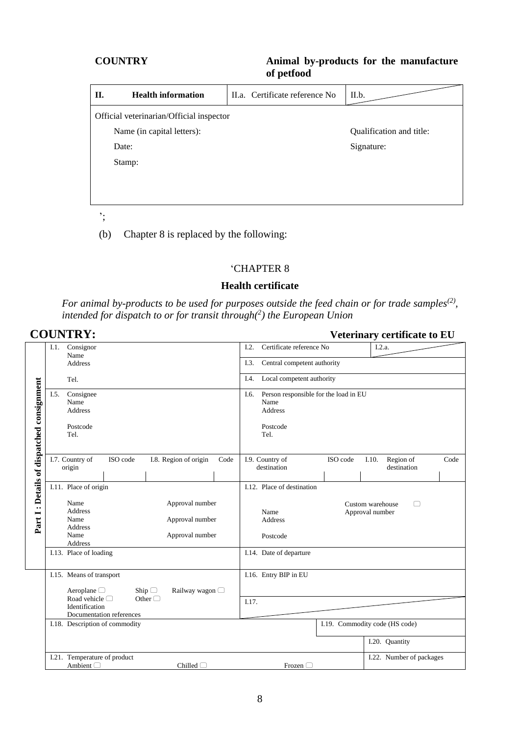**COUNTRY** **Animal by-products for the manufacture of petfood**

| II. Health information | II.a. Certificate reference No | II.b. |
|---|---|---|
| Official veterinarian/Official inspector | | |
| Name (in capital letters): | | Qualification and title: |
| Date: | | Signature: |
| Stamp: | | |

';

(b) Chapter 8 is replaced by the following:

'CHAPTER 8

**Health certificate**

*For animal by-products to be used for purposes outside the feed chain or for trade samples(2), intended for dispatch to or for transit through(2) the European Union*

**COUNTRY:** **Veterinary certificate to EU**

| Part I : Details of dispatched consignment | | |
|---|---|---|
| I.1. Consignor<br>Name<br>Address<br><br>Tel. | I.2. Certificate reference No | I.2.a. |
| | I.3. Central competent authority | |
| | I.4. Local competent authority | |
| I.5. Consignee<br>Name<br>Address<br><br>Postcode<br>Tel. | I.6. Person responsible for the load in EU<br>Name<br>Address<br><br>Postcode<br>Tel. | |
| I.7. Country of origin / ISO code / I.8. Region of origin / Code | I.9. Country of destination / ISO code | I.10. Region of destination / Code |
| I.11. Place of origin<br><br>Name / Approval number<br>Address<br>Name / Approval number<br>Address<br>Name / Approval number<br>Address | I.12. Place of destination<br><br>Custom warehouse ☐<br>Name / Approval number<br>Address<br><br>Postcode | |
| I.13. Place of loading | I.14. Date of departure | |
| I.15. Means of transport<br><br>Aeroplane ☐ Ship ☐ Railway wagon ☐<br>Road vehicle ☐ Other ☐<br>Identification<br>Documentation references | I.16. Entry BIP in EU | |
| | I.17. | |
| I.18. Description of commodity | I.19. Commodity code (HS code) | |
| | I.20. Quantity | |
| I.21. Temperature of product<br>Ambient ☐ Chilled ☐ Frozen ☐ | I.22. Number of packages | |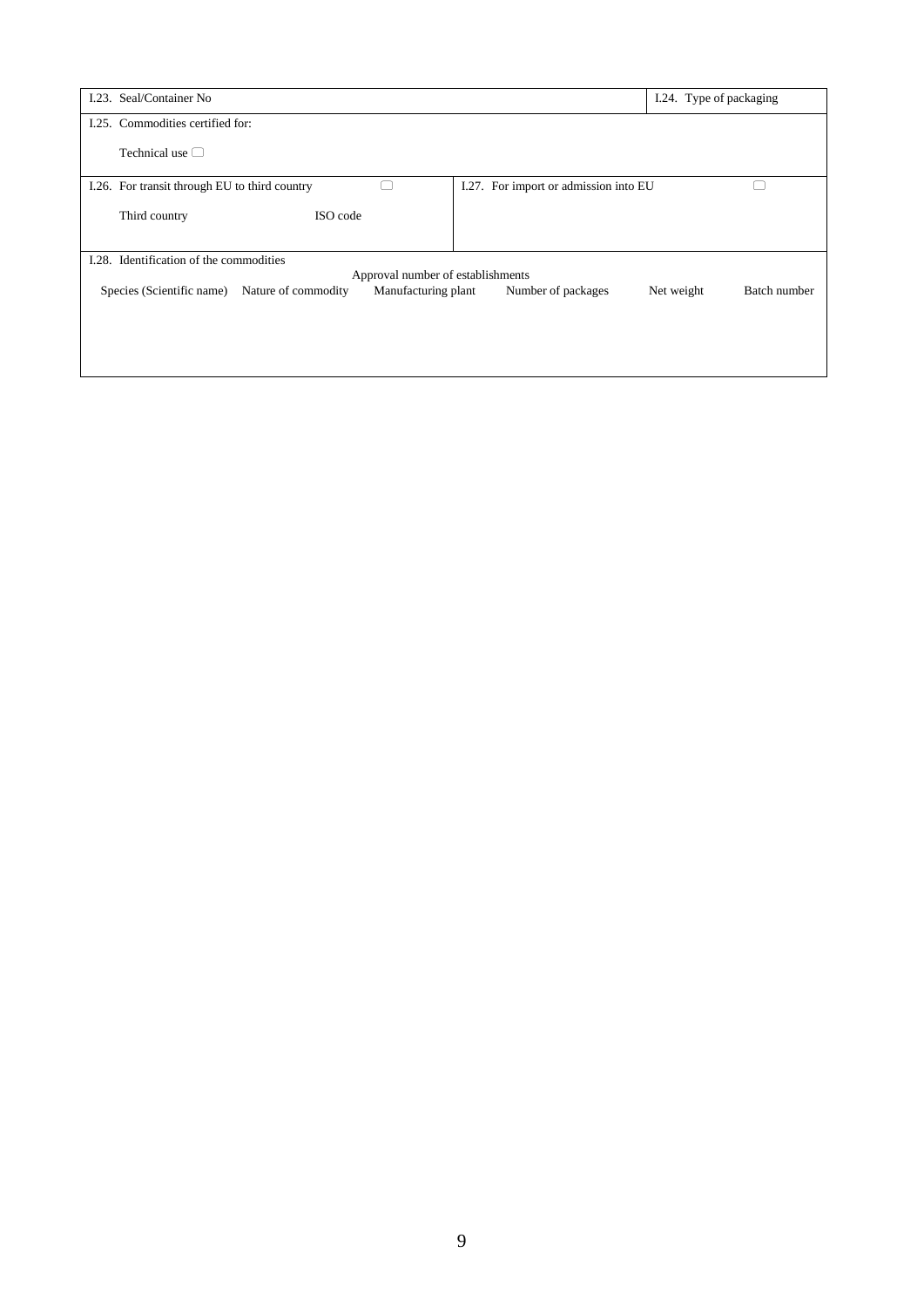| I.23. Seal/Container No | | I.24. Type of packaging |
|---|---|---|
| I.25. Commodities certified for:<br><br>Technical use ☐ | | |
| I.26. For transit through EU to third country ☐<br><br>Third country ISO code | I.27. For import or admission into EU ☐ | |

I.28. Identification of the commodities

| Species (Scientific name) | Nature of commodity | Approval number of establishments<br>Manufacturing plant | Number of packages | Net weight | Batch number |
|---|---|---|---|---|---|
| | | | | | |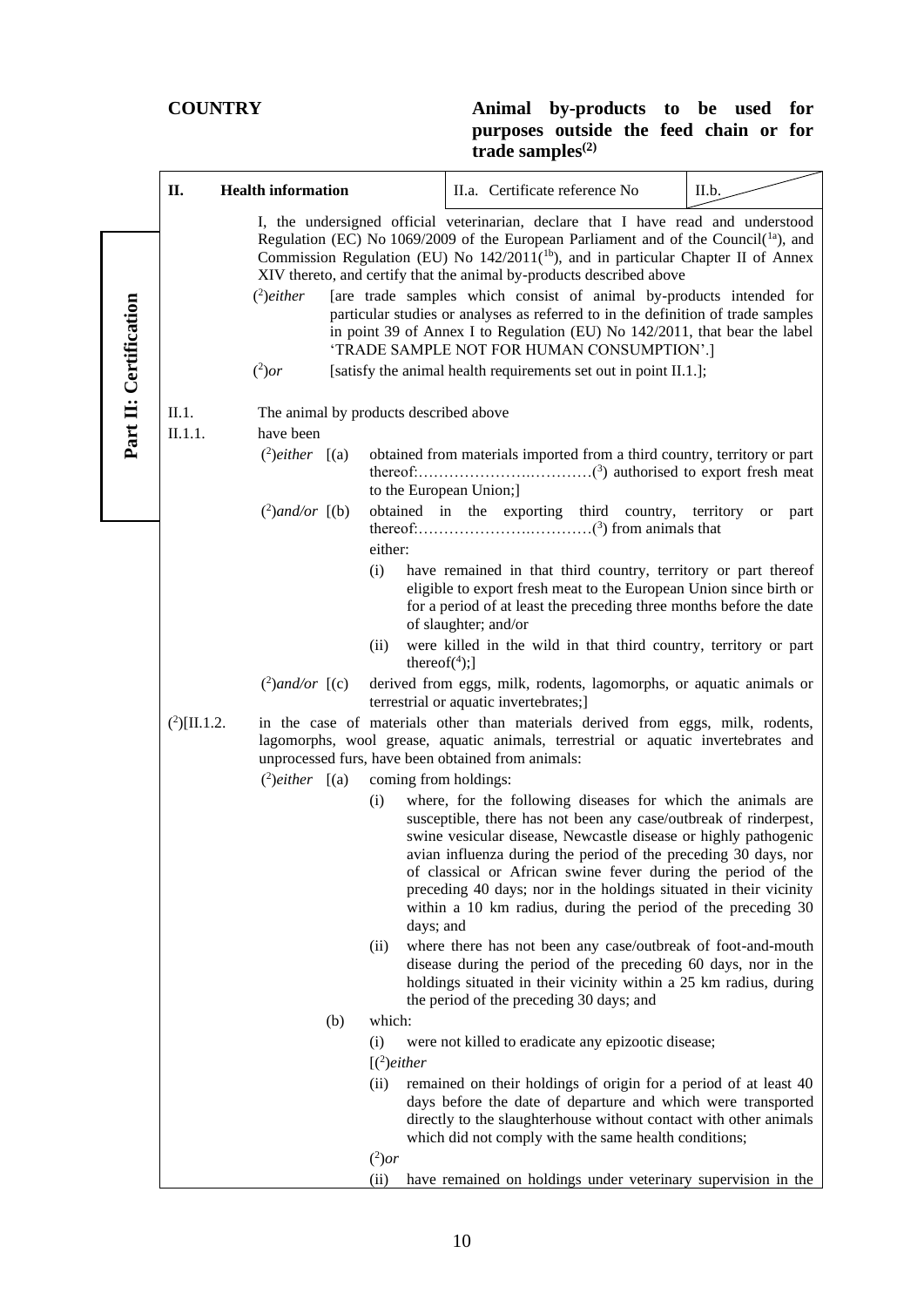**COUNTRY**

**Animal by-products to be used for purposes outside the feed chain or for trade samples(2)**

**Part II: Certification**

| **II. Health information** | II.a. Certificate reference No | II.b. |
|---|---|---|

I, the undersigned official veterinarian, declare that I have read and understood Regulation (EC) No 1069/2009 of the European Parliament and of the Council([1a]), and Commission Regulation (EU) No 142/2011([1b]), and in particular Chapter II of Annex XIV thereto, and certify that the animal by-products described above

([2])*either* [are trade samples which consist of animal by-products intended for particular studies or analyses as referred to in the definition of trade samples in point 39 of Annex I to Regulation (EU) No 142/2011, that bear the label 'TRADE SAMPLE NOT FOR HUMAN CONSUMPTION'.]

([2])*or* [satisfy the animal health requirements set out in point II.1.];

II.1. The animal by products described above

II.1.1. have been

([2])*either* [(a) obtained from materials imported from a third country, territory or part thereof:…………………….…………([3]) authorised to export fresh meat to the European Union;]

([2])*and/or* [(b) obtained in the exporting third country, territory or part thereof:…………………….…………([3]) from animals that

either:

(i) have remained in that third country, territory or part thereof eligible to export fresh meat to the European Union since birth or for a period of at least the preceding three months before the date of slaughter; and/or

(ii) were killed in the wild in that third country, territory or part thereof([4]);]

([2])*and/or* [(c) derived from eggs, milk, rodents, lagomorphs, or aquatic animals or terrestrial or aquatic invertebrates;]

([2])[II.1.2. in the case of materials other than materials derived from eggs, milk, rodents, lagomorphs, wool grease, aquatic animals, terrestrial or aquatic invertebrates and unprocessed furs, have been obtained from animals:

([2])*either* [(a) coming from holdings:

(i) where, for the following diseases for which the animals are susceptible, there has not been any case/outbreak of rinderpest, swine vesicular disease, Newcastle disease or highly pathogenic avian influenza during the period of the preceding 30 days, nor of classical or African swine fever during the period of the preceding 40 days; nor in the holdings situated in their vicinity within a 10 km radius, during the period of the preceding 30 days; and

(ii) where there has not been any case/outbreak of foot-and-mouth disease during the period of the preceding 60 days, nor in the holdings situated in their vicinity within a 25 km radius, during the period of the preceding 30 days; and

(b) which:

(i) were not killed to eradicate any epizootic disease;

[([2])*either*

(ii) remained on their holdings of origin for a period of at least 40 days before the date of departure and which were transported directly to the slaughterhouse without contact with other animals which did not comply with the same health conditions;

([2])*or*

(ii) have remained on holdings under veterinary supervision in the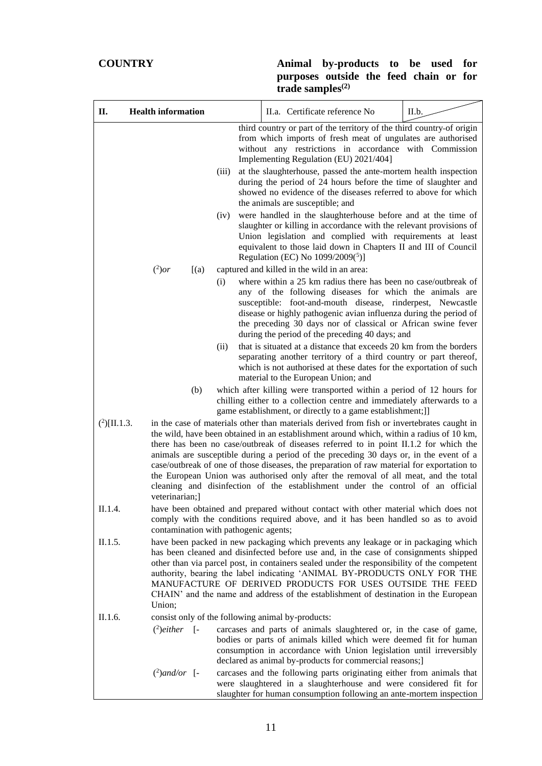**COUNTRY** **Animal by-products to be used for purposes outside the feed chain or for trade samples(2)**

| II. Health information | II.a. Certificate reference No | II.b. |
|---|---|---|

third country or part of the territory of the third country-of origin from which imports of fresh meat of ungulates are authorised without any restrictions in accordance with Commission Implementing Regulation (EU) 2021/404]

(iii) at the slaughterhouse, passed the ante-mortem health inspection during the period of 24 hours before the time of slaughter and showed no evidence of the diseases referred to above for which the animals are susceptible; and

(iv) were handled in the slaughterhouse before and at the time of slaughter or killing in accordance with the relevant provisions of Union legislation and complied with requirements at least equivalent to those laid down in Chapters II and III of Council Regulation (EC) No 1099/2009([5])]

([2])*or* [(a) captured and killed in the wild in an area:

(i) where within a 25 km radius there has been no case/outbreak of any of the following diseases for which the animals are susceptible: foot-and-mouth disease, rinderpest, Newcastle disease or highly pathogenic avian influenza during the period of the preceding 30 days nor of classical or African swine fever during the period of the preceding 40 days; and

(ii) that is situated at a distance that exceeds 20 km from the borders separating another territory of a third country or part thereof, which is not authorised at these dates for the exportation of such material to the European Union; and

(b) which after killing were transported within a period of 12 hours for chilling either to a collection centre and immediately afterwards to a game establishment, or directly to a game establishment;]]

([2])[II.1.3. in the case of materials other than materials derived from fish or invertebrates caught in the wild, have been obtained in an establishment around which, within a radius of 10 km, there has been no case/outbreak of diseases referred to in point II.1.2 for which the animals are susceptible during a period of the preceding 30 days or, in the event of a case/outbreak of one of those diseases, the preparation of raw material for exportation to the European Union was authorised only after the removal of all meat, and the total cleaning and disinfection of the establishment under the control of an official veterinarian;]

II.1.4. have been obtained and prepared without contact with other material which does not comply with the conditions required above, and it has been handled so as to avoid contamination with pathogenic agents;

II.1.5. have been packed in new packaging which prevents any leakage or in packaging which has been cleaned and disinfected before use and, in the case of consignments shipped other than via parcel post, in containers sealed under the responsibility of the competent authority, bearing the label indicating 'ANIMAL BY-PRODUCTS ONLY FOR THE MANUFACTURE OF DERIVED PRODUCTS FOR USES OUTSIDE THE FEED CHAIN' and the name and address of the establishment of destination in the European Union;

II.1.6. consist only of the following animal by-products:

([2])*either* [- carcases and parts of animals slaughtered or, in the case of game, bodies or parts of animals killed which were deemed fit for human consumption in accordance with Union legislation until irreversibly declared as animal by-products for commercial reasons;]

([2])*and/or* [- carcases and the following parts originating either from animals that were slaughtered in a slaughterhouse and were considered fit for slaughter for human consumption following an ante-mortem inspection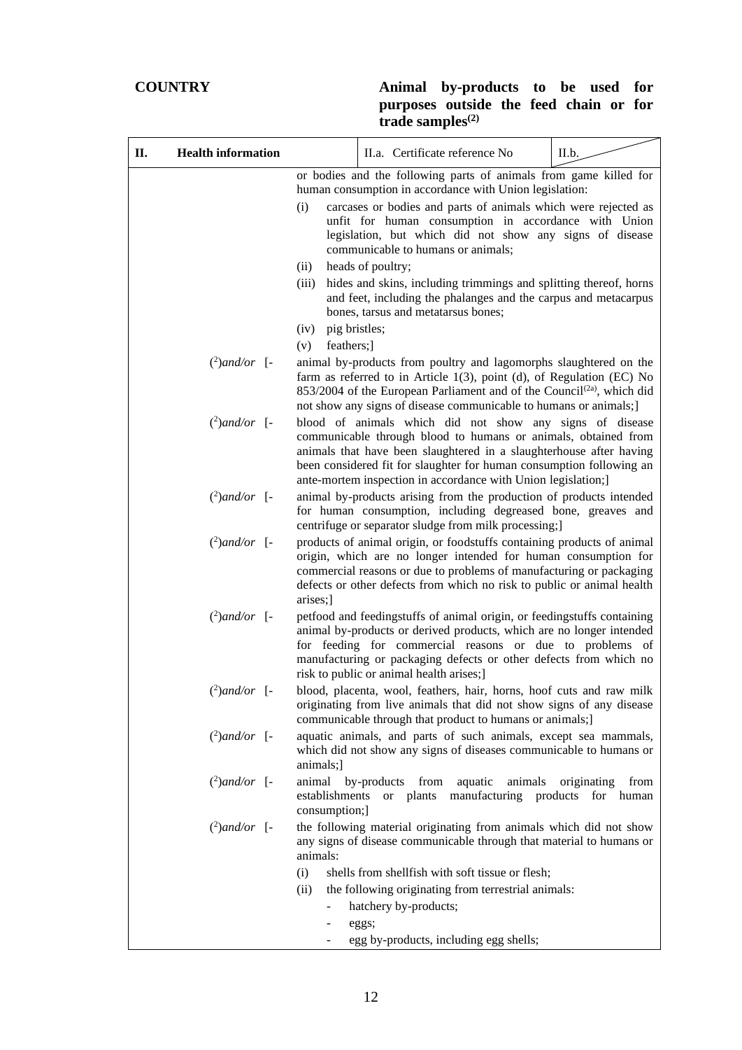**COUNTRY**

**Animal by-products to be used for purposes outside the feed chain or for trade samples(2)**

| II. Health information | II.a. Certificate reference No | II.b. |
|---|---|---|

or bodies and the following parts of animals from game killed for human consumption in accordance with Union legislation:

(i) carcases or bodies and parts of animals which were rejected as unfit for human consumption in accordance with Union legislation, but which did not show any signs of disease communicable to humans or animals;

(ii) heads of poultry;

(iii) hides and skins, including trimmings and splitting thereof, horns and feet, including the phalanges and the carpus and metacarpus bones, tarsus and metatarsus bones;

(iv) pig bristles;

(v) feathers;]

(2)*and/or* [- animal by-products from poultry and lagomorphs slaughtered on the farm as referred to in Article 1(3), point (d), of Regulation (EC) No 853/2004 of the European Parliament and of the Council(2a), which did not show any signs of disease communicable to humans or animals;]

(2)*and/or* [- blood of animals which did not show any signs of disease communicable through blood to humans or animals, obtained from animals that have been slaughtered in a slaughterhouse after having been considered fit for slaughter for human consumption following an ante-mortem inspection in accordance with Union legislation;]

(2)*and/or* [- animal by-products arising from the production of products intended for human consumption, including degreased bone, greaves and centrifuge or separator sludge from milk processing;]

(2)*and/or* [- products of animal origin, or foodstuffs containing products of animal origin, which are no longer intended for human consumption for commercial reasons or due to problems of manufacturing or packaging defects or other defects from which no risk to public or animal health arises;]

(2)*and/or* [- petfood and feedingstuffs of animal origin, or feedingstuffs containing animal by-products or derived products, which are no longer intended for feeding for commercial reasons or due to problems of manufacturing or packaging defects or other defects from which no risk to public or animal health arises;]

(2)*and/or* [- blood, placenta, wool, feathers, hair, horns, hoof cuts and raw milk originating from live animals that did not show signs of any disease communicable through that product to humans or animals;]

(2)*and/or* [- aquatic animals, and parts of such animals, except sea mammals, which did not show any signs of diseases communicable to humans or animals;]

(2)*and/or* [- animal by-products from aquatic animals originating from establishments or plants manufacturing products for human consumption;]

(2)*and/or* [- the following material originating from animals which did not show any signs of disease communicable through that material to humans or animals:

(i) shells from shellfish with soft tissue or flesh;

(ii) the following originating from terrestrial animals:

- hatchery by-products;
- eggs;
- egg by-products, including egg shells;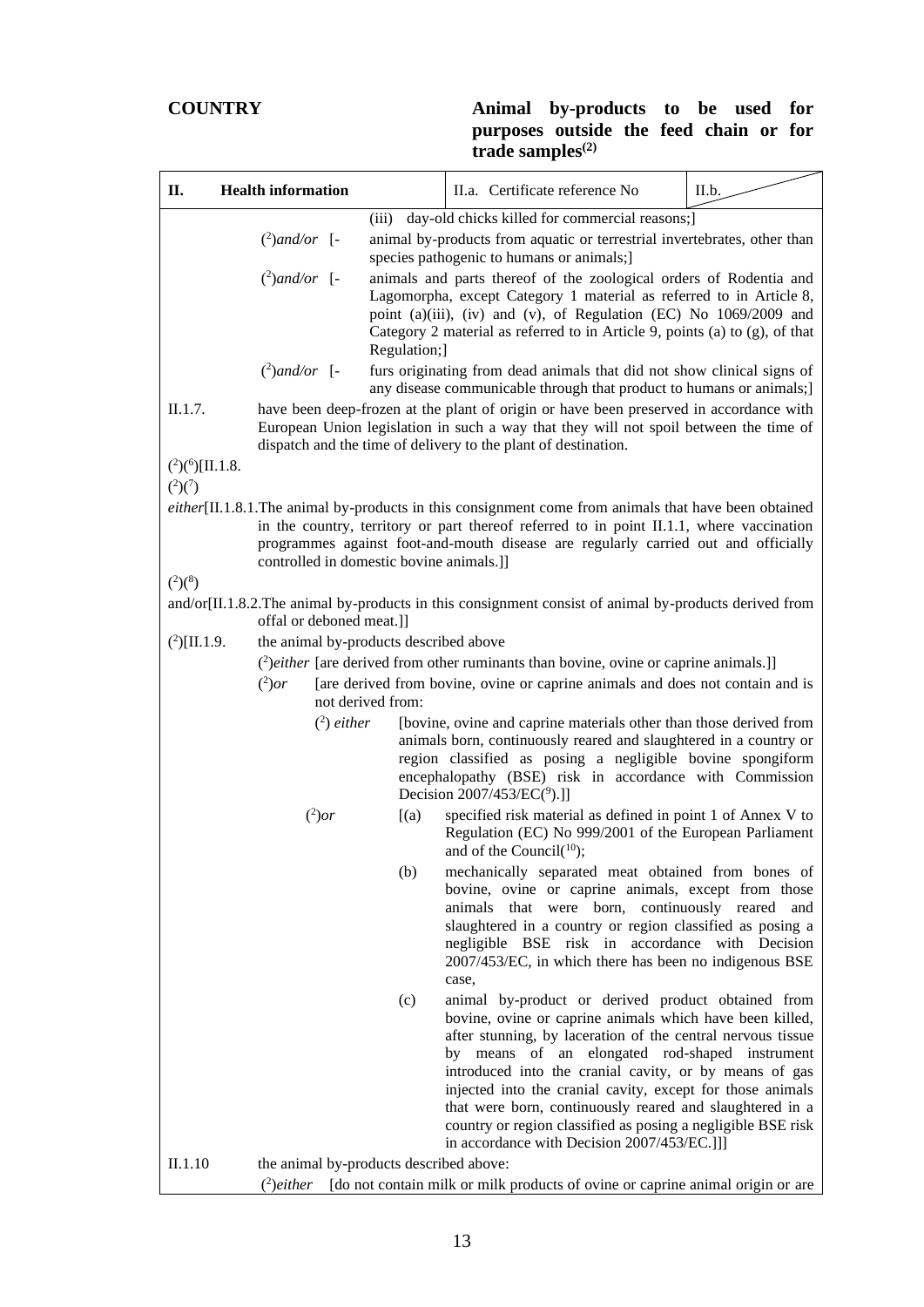**COUNTRY**

**Animal by-products to be used for purposes outside the feed chain or for trade samples(2)**

| II. Health information | II.a. Certificate reference No | II.b. |
|---|---|---|

(iii) day-old chicks killed for commercial reasons;]

(2)and/or [- animal by-products from aquatic or terrestrial invertebrates, other than species pathogenic to humans or animals;]

(2)and/or [- animals and parts thereof of the zoological orders of Rodentia and Lagomorpha, except Category 1 material as referred to in Article 8, point (a)(iii), (iv) and (v), of Regulation (EC) No 1069/2009 and Category 2 material as referred to in Article 9, points (a) to (g), of that Regulation;]

(2)and/or [- furs originating from dead animals that did not show clinical signs of any disease communicable through that product to humans or animals;]

II.1.7. have been deep-frozen at the plant of origin or have been preserved in accordance with European Union legislation in such a way that they will not spoil between the time of dispatch and the time of delivery to the plant of destination.

(2)(6)[II.1.8.

(2)(7)

*either*[II.1.8.1.The animal by-products in this consignment come from animals that have been obtained in the country, territory or part thereof referred to in point II.1.1, where vaccination programmes against foot-and-mouth disease are regularly carried out and officially controlled in domestic bovine animals.]]

(2)(8)

and/or[II.1.8.2.The animal by-products in this consignment consist of animal by-products derived from offal or deboned meat.]]

(2)[II.1.9. the animal by-products described above

(2)*either* [are derived from other ruminants than bovine, ovine or caprine animals.]]

(2)*or* [are derived from bovine, ovine or caprine animals and does not contain and is not derived from:

(2) *either* [bovine, ovine and caprine materials other than those derived from animals born, continuously reared and slaughtered in a country or region classified as posing a negligible bovine spongiform encephalopathy (BSE) risk in accordance with Commission Decision 2007/453/EC(9).]]

(2)*or* [(a) specified risk material as defined in point 1 of Annex V to Regulation (EC) No 999/2001 of the European Parliament and of the Council(10);

(b) mechanically separated meat obtained from bones of bovine, ovine or caprine animals, except from those animals that were born, continuously reared and slaughtered in a country or region classified as posing a negligible BSE risk in accordance with Decision 2007/453/EC, in which there has been no indigenous BSE case,

(c) animal by-product or derived product obtained from bovine, ovine or caprine animals which have been killed, after stunning, by laceration of the central nervous tissue by means of an elongated rod-shaped instrument introduced into the cranial cavity, or by means of gas injected into the cranial cavity, except for those animals that were born, continuously reared and slaughtered in a country or region classified as posing a negligible BSE risk in accordance with Decision 2007/453/EC.]]]

II.1.10 the animal by-products described above:

(2)*either* [do not contain milk or milk products of ovine or caprine animal origin or are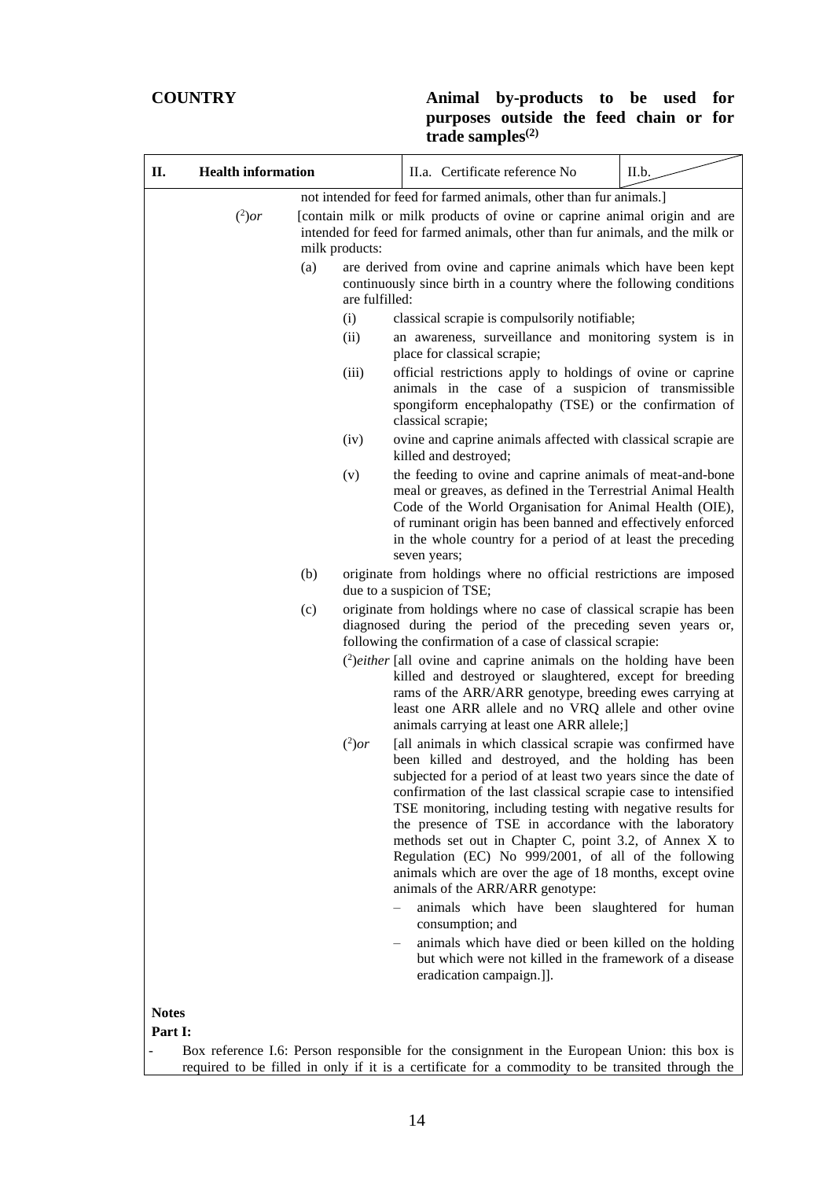**COUNTRY**

**Animal by-products to be used for purposes outside the feed chain or for trade samples(2)**

| **II. Health information** | II.a. Certificate reference No | II.b. |
|---|---|---|

not intended for feed for farmed animals, other than fur animals.]

(2)*or* [contain milk or milk products of ovine or caprine animal origin and are intended for feed for farmed animals, other than fur animals, and the milk or milk products:

(a) are derived from ovine and caprine animals which have been kept continuously since birth in a country where the following conditions are fulfilled:

(i) classical scrapie is compulsorily notifiable;

(ii) an awareness, surveillance and monitoring system is in place for classical scrapie;

(iii) official restrictions apply to holdings of ovine or caprine animals in the case of a suspicion of transmissible spongiform encephalopathy (TSE) or the confirmation of classical scrapie;

(iv) ovine and caprine animals affected with classical scrapie are killed and destroyed;

(v) the feeding to ovine and caprine animals of meat-and-bone meal or greaves, as defined in the Terrestrial Animal Health Code of the World Organisation for Animal Health (OIE), of ruminant origin has been banned and effectively enforced in the whole country for a period of at least the preceding seven years;

(b) originate from holdings where no official restrictions are imposed due to a suspicion of TSE;

(c) originate from holdings where no case of classical scrapie has been diagnosed during the period of the preceding seven years or, following the confirmation of a case of classical scrapie:

(2)*either* [all ovine and caprine animals on the holding have been killed and destroyed or slaughtered, except for breeding rams of the ARR/ARR genotype, breeding ewes carrying at least one ARR allele and no VRQ allele and other ovine animals carrying at least one ARR allele;]

(2)*or* [all animals in which classical scrapie was confirmed have been killed and destroyed, and the holding has been subjected for a period of at least two years since the date of confirmation of the last classical scrapie case to intensified TSE monitoring, including testing with negative results for the presence of TSE in accordance with the laboratory methods set out in Chapter C, point 3.2, of Annex X to Regulation (EC) No 999/2001, of all of the following animals which are over the age of 18 months, except ovine animals of the ARR/ARR genotype:

– animals which have been slaughtered for human consumption; and

– animals which have died or been killed on the holding but which were not killed in the framework of a disease eradication campaign.]].

**Notes**

**Part I:**

- Box reference I.6: Person responsible for the consignment in the European Union: this box is required to be filled in only if it is a certificate for a commodity to be transited through the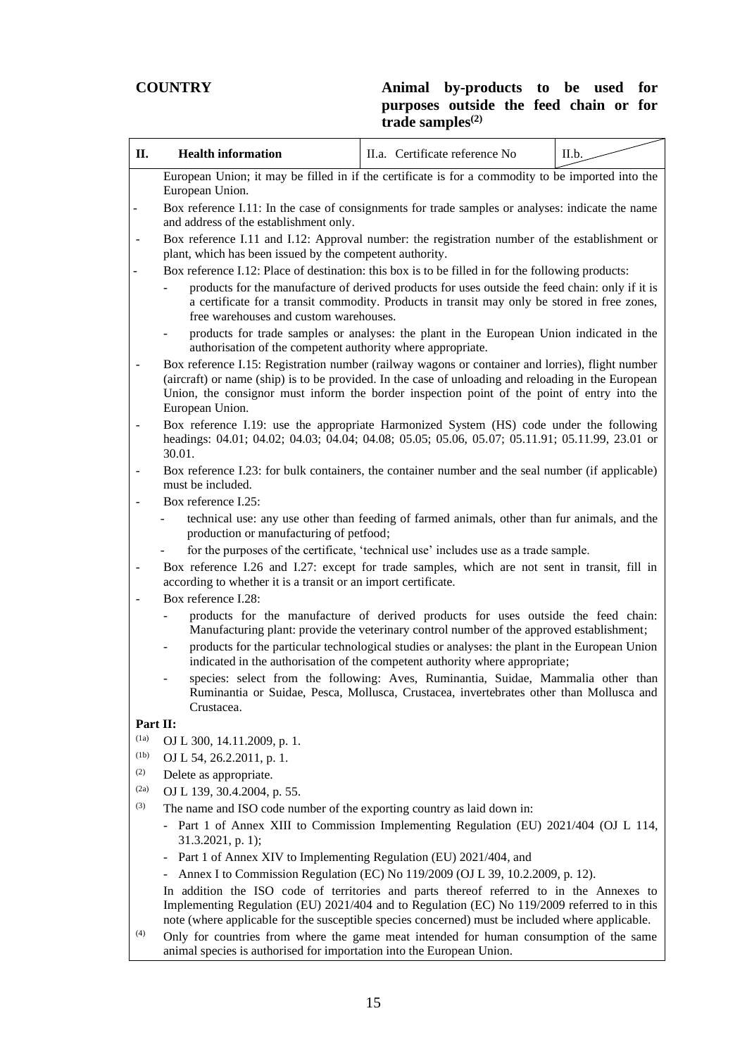**COUNTRY**

**Animal by-products to be used for purposes outside the feed chain or for trade samples[(2)]**

| II. Health information | II.a. Certificate reference No | II.b. |
|---|---|---|

European Union; it may be filled in if the certificate is for a commodity to be imported into the European Union.

- Box reference I.11: In the case of consignments for trade samples or analyses: indicate the name and address of the establishment only.
- Box reference I.11 and I.12: Approval number: the registration number of the establishment or plant, which has been issued by the competent authority.
- Box reference I.12: Place of destination: this box is to be filled in for the following products:
  - products for the manufacture of derived products for uses outside the feed chain: only if it is a certificate for a transit commodity. Products in transit may only be stored in free zones, free warehouses and custom warehouses.
  - products for trade samples or analyses: the plant in the European Union indicated in the authorisation of the competent authority where appropriate.
- Box reference I.15: Registration number (railway wagons or container and lorries), flight number (aircraft) or name (ship) is to be provided. In the case of unloading and reloading in the European Union, the consignor must inform the border inspection point of the point of entry into the European Union.
- Box reference I.19: use the appropriate Harmonized System (HS) code under the following headings: 04.01; 04.02; 04.03; 04.04; 04.08; 05.05; 05.06, 05.07; 05.11.91; 05.11.99, 23.01 or 30.01.
- Box reference I.23: for bulk containers, the container number and the seal number (if applicable) must be included.
- Box reference I.25:
  - technical use: any use other than feeding of farmed animals, other than fur animals, and the production or manufacturing of petfood;
  - for the purposes of the certificate, 'technical use' includes use as a trade sample.
- Box reference I.26 and I.27: except for trade samples, which are not sent in transit, fill in according to whether it is a transit or an import certificate.
- Box reference I.28:
  - products for the manufacture of derived products for uses outside the feed chain: Manufacturing plant: provide the veterinary control number of the approved establishment;
  - products for the particular technological studies or analyses: the plant in the European Union indicated in the authorisation of the competent authority where appropriate;
  - species: select from the following: Aves, Ruminantia, Suidae, Mammalia other than Ruminantia or Suidae, Pesca, Mollusca, Crustacea, invertebrates other than Mollusca and Crustacea.

**Part II:**

(1a) OJ L 300, 14.11.2009, p. 1.

(1b) OJ L 54, 26.2.2011, p. 1.

(2) Delete as appropriate.

(2a) OJ L 139, 30.4.2004, p. 55.

(3) The name and ISO code number of the exporting country as laid down in:

- Part 1 of Annex XIII to Commission Implementing Regulation (EU) 2021/404 (OJ L 114, 31.3.2021, p. 1);
- Part 1 of Annex XIV to Implementing Regulation (EU) 2021/404, and
- Annex I to Commission Regulation (EC) No 119/2009 (OJ L 39, 10.2.2009, p. 12).

In addition the ISO code of territories and parts thereof referred to in the Annexes to Implementing Regulation (EU) 2021/404 and to Regulation (EC) No 119/2009 referred to in this note (where applicable for the susceptible species concerned) must be included where applicable.

(4) Only for countries from where the game meat intended for human consumption of the same animal species is authorised for importation into the European Union.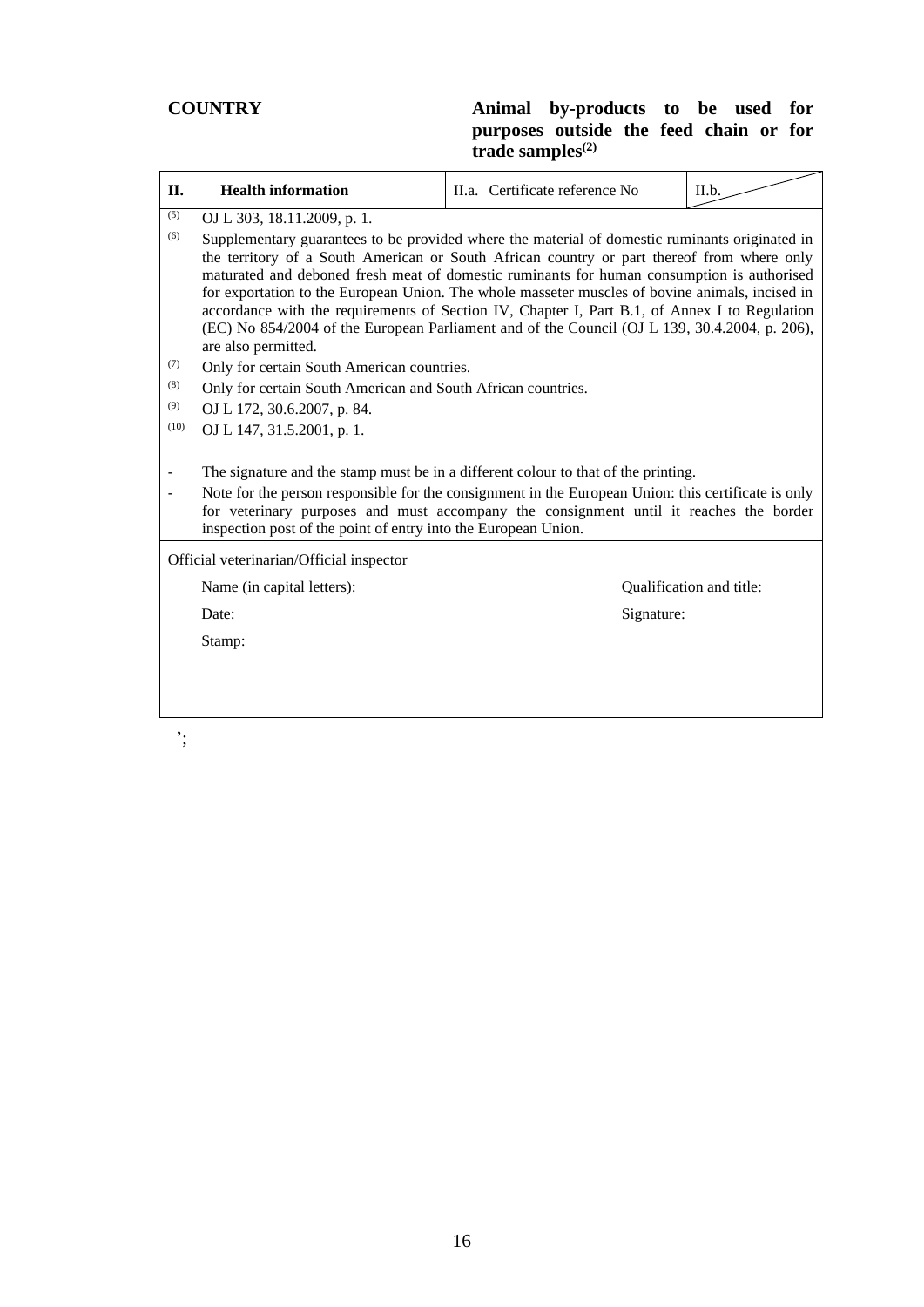**COUNTRY** | **Animal by-products to be used for purposes outside the feed chain or for trade samples[(2)]**

| II. Health information | II.a. Certificate reference No | II.b. |
|---|---|---|

(5) OJ L 303, 18.11.2009, p. 1.

(6) Supplementary guarantees to be provided where the material of domestic ruminants originated in the territory of a South American or South African country or part thereof from where only maturated and deboned fresh meat of domestic ruminants for human consumption is authorised for exportation to the European Union. The whole masseter muscles of bovine animals, incised in accordance with the requirements of Section IV, Chapter I, Part B.1, of Annex I to Regulation (EC) No 854/2004 of the European Parliament and of the Council (OJ L 139, 30.4.2004, p. 206), are also permitted.

(7) Only for certain South American countries.

(8) Only for certain South American and South African countries.

(9) OJ L 172, 30.6.2007, p. 84.

(10) OJ L 147, 31.5.2001, p. 1.

- The signature and the stamp must be in a different colour to that of the printing.
- Note for the person responsible for the consignment in the European Union: this certificate is only for veterinary purposes and must accompany the consignment until it reaches the border inspection post of the point of entry into the European Union.

Official veterinarian/Official inspector

Name (in capital letters): Qualification and title:

Date: Signature:

Stamp:

';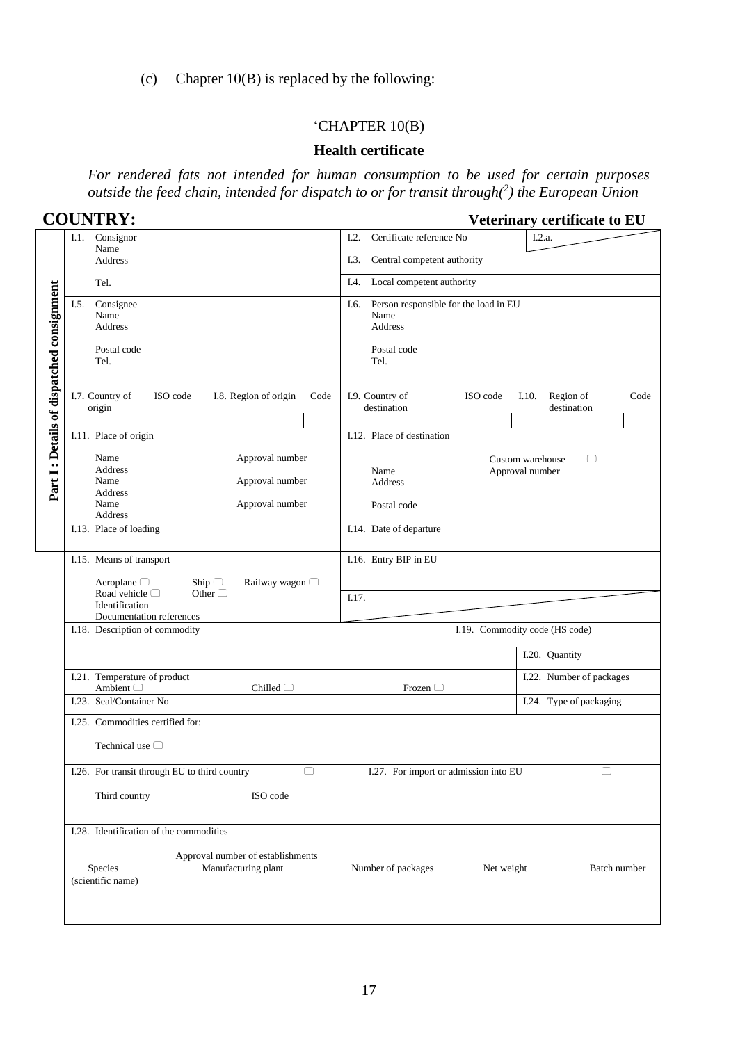(c) Chapter 10(B) is replaced by the following:

'CHAPTER 10(B)

**Health certificate**

*For rendered fats not intended for human consumption to be used for certain purposes outside the feed chain, intended for dispatch to or for transit through(2) the European Union*

**COUNTRY:** **Veterinary certificate to EU**

**Part I : Details of dispatched consignment**

| | |
|---|---|
| I.1. Consignor<br>Name<br>Address<br><br>Tel. | I.2. Certificate reference No / I.2.a. |
| | I.3. Central competent authority |
| | I.4. Local competent authority |
| I.5. Consignee<br>Name<br>Address<br><br>Postal code<br>Tel. | I.6. Person responsible for the load in EU<br>Name<br>Address<br><br>Postal code<br>Tel. |
| I.7. Country of origin / ISO code / I.8. Region of origin / Code | I.9. Country of destination / ISO code / I.10. Region of destination / Code |
| I.11. Place of origin<br><br>Name / Approval number<br>Address<br>Name / Approval number<br>Address<br>Name / Approval number<br>Address | I.12. Place of destination<br><br>Custom warehouse ☐<br>Name / Approval number<br>Address<br><br>Postal code |
| I.13. Place of loading | I.14. Date of departure |
| I.15. Means of transport<br><br>Aeroplane ☐ Ship ☐ Railway wagon ☐<br>Road vehicle ☐ Other ☐<br>Identification<br>Documentation references | I.16. Entry BIP in EU |
| | I.17. |
| I.18. Description of commodity | I.19. Commodity code (HS code) |
| | I.20. Quantity |
| I.21. Temperature of product<br>Ambient ☐ Chilled ☐ Frozen ☐ | I.22. Number of packages |
| I.23. Seal/Container No | I.24. Type of packaging |
| I.25. Commodities certified for:<br><br>Technical use ☐ | |
| I.26. For transit through EU to third country ☐<br><br>Third country / ISO code | I.27. For import or admission into EU ☐ |
| I.28. Identification of the commodities | |

| Species (scientific name) | Approval number of establishments<br>Manufacturing plant | Number of packages | Net weight | Batch number |
|---|---|---|---|---|
| | | | | |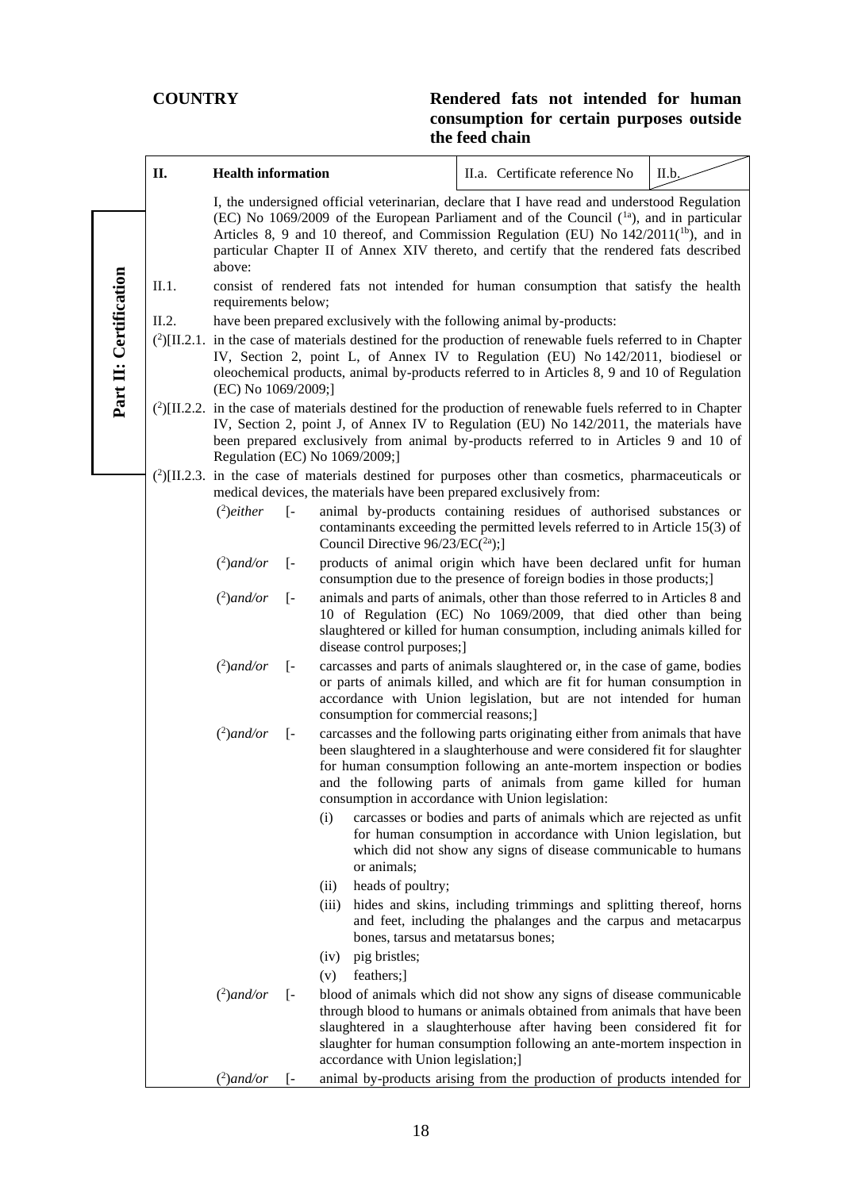**COUNTRY**

**Rendered fats not intended for human consumption for certain purposes outside the feed chain**

**Part II: Certification**

| II. | Health information | II.a. Certificate reference No | II.b. |
|---|---|---|---|

I, the undersigned official veterinarian, declare that I have read and understood Regulation (EC) No 1069/2009 of the European Parliament and of the Council ([1a]), and in particular Articles 8, 9 and 10 thereof, and Commission Regulation (EU) No 142/2011([1b]), and in particular Chapter II of Annex XIV thereto, and certify that the rendered fats described above:

II.1. consist of rendered fats not intended for human consumption that satisfy the health requirements below;

II.2. have been prepared exclusively with the following animal by-products:

([2])[II.2.1. in the case of materials destined for the production of renewable fuels referred to in Chapter IV, Section 2, point L, of Annex IV to Regulation (EU) No 142/2011, biodiesel or oleochemical products, animal by-products referred to in Articles 8, 9 and 10 of Regulation (EC) No 1069/2009;]

([2])[II.2.2. in the case of materials destined for the production of renewable fuels referred to in Chapter IV, Section 2, point J, of Annex IV to Regulation (EU) No 142/2011, the materials have been prepared exclusively from animal by-products referred to in Articles 9 and 10 of Regulation (EC) No 1069/2009;]

([2])[II.2.3. in the case of materials destined for purposes other than cosmetics, pharmaceuticals or medical devices, the materials have been prepared exclusively from:

([2])*either* [- animal by-products containing residues of authorised substances or contaminants exceeding the permitted levels referred to in Article 15(3) of Council Directive 96/23/EC([2a]);]

([2])*and/or* [- products of animal origin which have been declared unfit for human consumption due to the presence of foreign bodies in those products;]

([2])*and/or* [- animals and parts of animals, other than those referred to in Articles 8 and 10 of Regulation (EC) No 1069/2009, that died other than being slaughtered or killed for human consumption, including animals killed for disease control purposes;]

([2])*and/or* [- carcasses and parts of animals slaughtered or, in the case of game, bodies or parts of animals killed, and which are fit for human consumption in accordance with Union legislation, but are not intended for human consumption for commercial reasons;]

([2])*and/or* [- carcasses and the following parts originating either from animals that have been slaughtered in a slaughterhouse and were considered fit for slaughter for human consumption following an ante-mortem inspection or bodies and the following parts of animals from game killed for human consumption in accordance with Union legislation:

(i) carcasses or bodies and parts of animals which are rejected as unfit for human consumption in accordance with Union legislation, but which did not show any signs of disease communicable to humans or animals;

(ii) heads of poultry;

(iii) hides and skins, including trimmings and splitting thereof, horns and feet, including the phalanges and the carpus and metacarpus bones, tarsus and metatarsus bones;

(iv) pig bristles;

(v) feathers;]

([2])*and/or* [- blood of animals which did not show any signs of disease communicable through blood to humans or animals obtained from animals that have been slaughtered in a slaughterhouse after having been considered fit for slaughter for human consumption following an ante-mortem inspection in accordance with Union legislation;]

([2])*and/or* [- animal by-products arising from the production of products intended for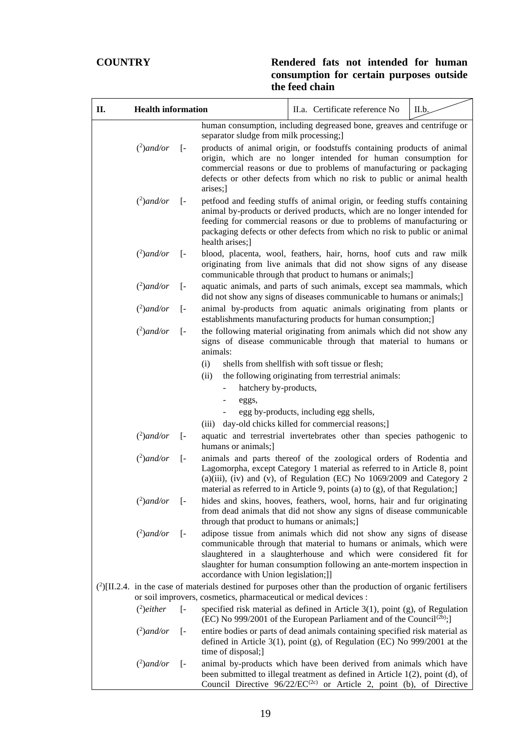**COUNTRY**

**Rendered fats not intended for human consumption for certain purposes outside the feed chain**

| II. | Health information | II.a. Certificate reference No | II.b. |
|---|---|---|---|

human consumption, including degreased bone, greaves and centrifuge or separator sludge from milk processing;]

([2])*and/or* [- products of animal origin, or foodstuffs containing products of animal origin, which are no longer intended for human consumption for commercial reasons or due to problems of manufacturing or packaging defects or other defects from which no risk to public or animal health arises;]

([2])*and/or* [- petfood and feeding stuffs of animal origin, or feeding stuffs containing animal by-products or derived products, which are no longer intended for feeding for commercial reasons or due to problems of manufacturing or packaging defects or other defects from which no risk to public or animal health arises;]

([2])*and/or* [- blood, placenta, wool, feathers, hair, horns, hoof cuts and raw milk originating from live animals that did not show signs of any disease communicable through that product to humans or animals;]

([2])*and/or* [- aquatic animals, and parts of such animals, except sea mammals, which did not show any signs of diseases communicable to humans or animals;]

([2])*and/or* [- animal by-products from aquatic animals originating from plants or establishments manufacturing products for human consumption;]

([2])*and/or* [- the following material originating from animals which did not show any signs of disease communicable through that material to humans or animals:

(i) shells from shellfish with soft tissue or flesh;

(ii) the following originating from terrestrial animals:

- hatchery by-products,
- eggs,
- egg by-products, including egg shells,

(iii) day-old chicks killed for commercial reasons;]

([2])*and/or* [- aquatic and terrestrial invertebrates other than species pathogenic to humans or animals;]

([2])*and/or* [- animals and parts thereof of the zoological orders of Rodentia and Lagomorpha, except Category 1 material as referred to in Article 8, point (a)(iii), (iv) and (v), of Regulation (EC) No 1069/2009 and Category 2 material as referred to in Article 9, points (a) to (g), of that Regulation;]

([2])*and/or* [- hides and skins, hooves, feathers, wool, horns, hair and fur originating from dead animals that did not show any signs of disease communicable through that product to humans or animals;]

([2])*and/or* [- adipose tissue from animals which did not show any signs of disease communicable through that material to humans or animals, which were slaughtered in a slaughterhouse and which were considered fit for slaughter for human consumption following an ante-mortem inspection in accordance with Union legislation;]]

([2])[II.2.4. in the case of materials destined for purposes other than the production of organic fertilisers or soil improvers, cosmetics, pharmaceutical or medical devices :

([2])*either* [- specified risk material as defined in Article 3(1), point (g), of Regulation (EC) No 999/2001 of the European Parliament and of the Council[(2b)];]

([2])*and/or* [- entire bodies or parts of dead animals containing specified risk material as defined in Article 3(1), point (g), of Regulation (EC) No 999/2001 at the time of disposal;]

([2])*and/or* [- animal by-products which have been derived from animals which have been submitted to illegal treatment as defined in Article 1(2), point (d), of Council Directive 96/22/EC[(2c)] or Article 2, point (b), of Directive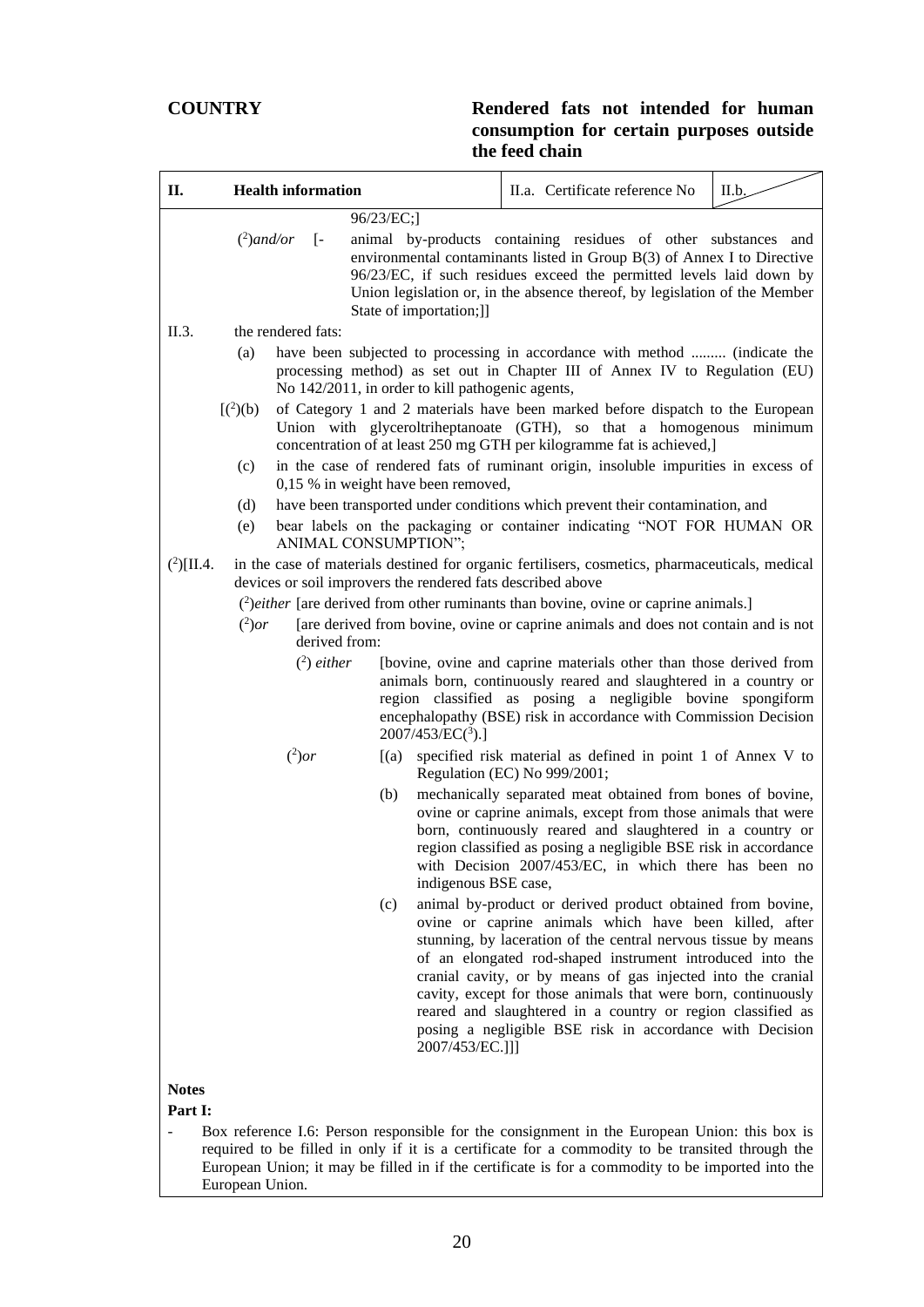**COUNTRY**

**Rendered fats not intended for human consumption for certain purposes outside the feed chain**

| II. | Health information | II.a. Certificate reference No | II.b. |
|---|---|---|---|

96/23/EC;]

([2])*and/or* [- animal by-products containing residues of other substances and environmental contaminants listed in Group B(3) of Annex I to Directive 96/23/EC, if such residues exceed the permitted levels laid down by Union legislation or, in the absence thereof, by legislation of the Member State of importation;]]

II.3. the rendered fats:

(a) have been subjected to processing in accordance with method ......... (indicate the processing method) as set out in Chapter III of Annex IV to Regulation (EU) No 142/2011, in order to kill pathogenic agents,

[([2])(b) of Category 1 and 2 materials have been marked before dispatch to the European Union with glyceroltriheptanoate (GTH), so that a homogenous minimum concentration of at least 250 mg GTH per kilogramme fat is achieved,]

(c) in the case of rendered fats of ruminant origin, insoluble impurities in excess of 0,15 % in weight have been removed,

(d) have been transported under conditions which prevent their contamination, and

(e) bear labels on the packaging or container indicating "NOT FOR HUMAN OR ANIMAL CONSUMPTION";

([2])[II.4. in the case of materials destined for organic fertilisers, cosmetics, pharmaceuticals, medical devices or soil improvers the rendered fats described above

([2])*either* [are derived from other ruminants than bovine, ovine or caprine animals.]

([2])*or* [are derived from bovine, ovine or caprine animals and does not contain and is not derived from:

([2]) *either* [bovine, ovine and caprine materials other than those derived from animals born, continuously reared and slaughtered in a country or region classified as posing a negligible bovine spongiform encephalopathy (BSE) risk in accordance with Commission Decision 2007/453/EC([3]).]

([2])*or* [(a) specified risk material as defined in point 1 of Annex V to Regulation (EC) No 999/2001;

(b) mechanically separated meat obtained from bones of bovine, ovine or caprine animals, except from those animals that were born, continuously reared and slaughtered in a country or region classified as posing a negligible BSE risk in accordance with Decision 2007/453/EC, in which there has been no indigenous BSE case,

(c) animal by-product or derived product obtained from bovine, ovine or caprine animals which have been killed, after stunning, by laceration of the central nervous tissue by means of an elongated rod-shaped instrument introduced into the cranial cavity, or by means of gas injected into the cranial cavity, except for those animals that were born, continuously reared and slaughtered in a country or region classified as posing a negligible BSE risk in accordance with Decision 2007/453/EC.]]]

**Notes**

**Part I:**

- Box reference I.6: Person responsible for the consignment in the European Union: this box is required to be filled in only if it is a certificate for a commodity to be transited through the European Union; it may be filled in if the certificate is for a commodity to be imported into the European Union.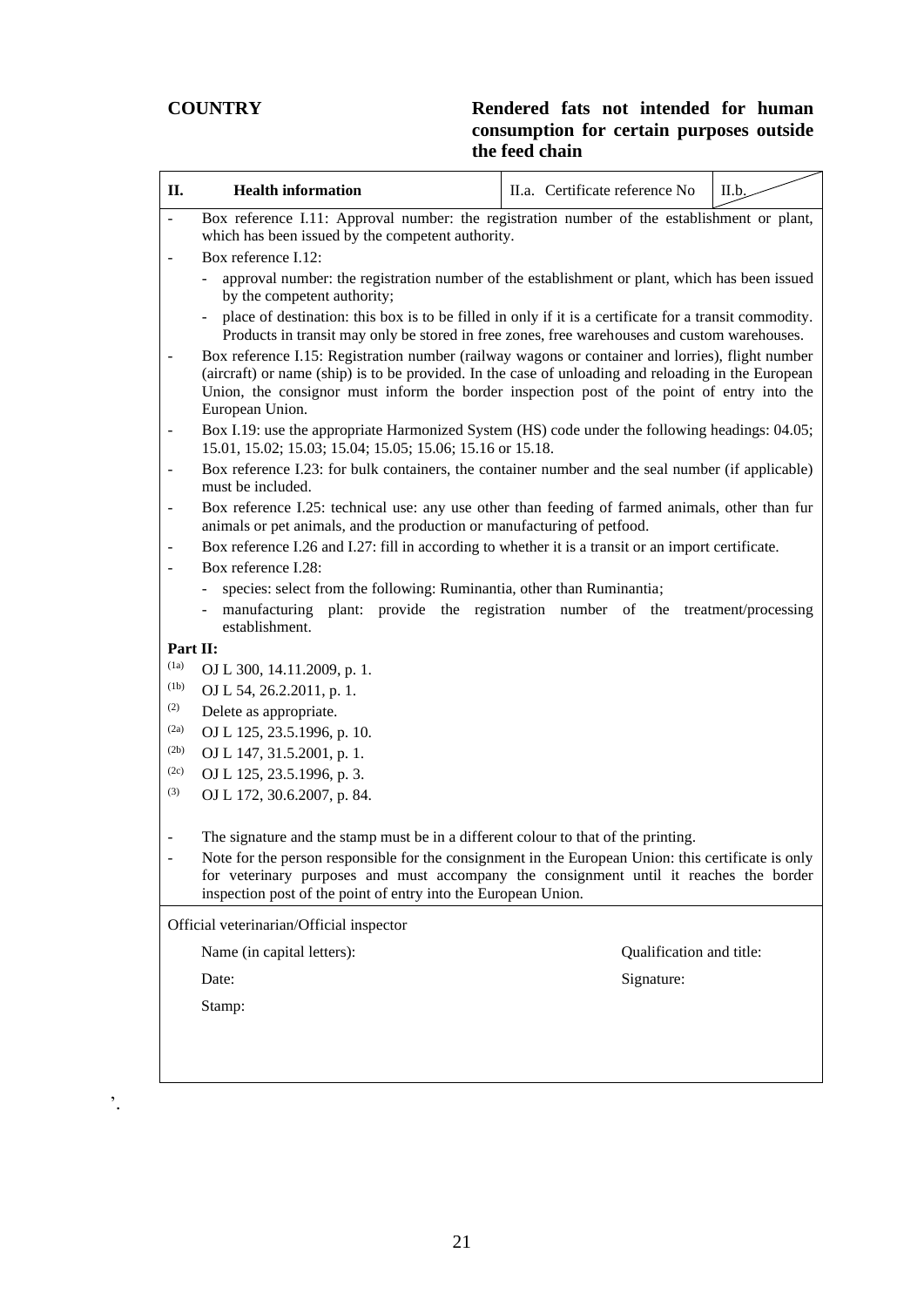**COUNTRY**

**Rendered fats not intended for human consumption for certain purposes outside the feed chain**

| II. | Health information | II.a. Certificate reference No | II.b. |
|---|---|---|---|

- Box reference I.11: Approval number: the registration number of the establishment or plant, which has been issued by the competent authority.
- Box reference I.12:
  - approval number: the registration number of the establishment or plant, which has been issued by the competent authority;
  - place of destination: this box is to be filled in only if it is a certificate for a transit commodity. Products in transit may only be stored in free zones, free warehouses and custom warehouses.
- Box reference I.15: Registration number (railway wagons or container and lorries), flight number (aircraft) or name (ship) is to be provided. In the case of unloading and reloading in the European Union, the consignor must inform the border inspection post of the point of entry into the European Union.
- Box I.19: use the appropriate Harmonized System (HS) code under the following headings: 04.05; 15.01, 15.02; 15.03; 15.04; 15.05; 15.06; 15.16 or 15.18.
- Box reference I.23: for bulk containers, the container number and the seal number (if applicable) must be included.
- Box reference I.25: technical use: any use other than feeding of farmed animals, other than fur animals or pet animals, and the production or manufacturing of petfood.
- Box reference I.26 and I.27: fill in according to whether it is a transit or an import certificate.
- Box reference I.28:
  - species: select from the following: Ruminantia, other than Ruminantia;
  - manufacturing plant: provide the registration number of the treatment/processing establishment.

**Part II:**

(1a) OJ L 300, 14.11.2009, p. 1.

(1b) OJ L 54, 26.2.2011, p. 1.

(2) Delete as appropriate.

(2a) OJ L 125, 23.5.1996, p. 10.

(2b) OJ L 147, 31.5.2001, p. 1.

(2c) OJ L 125, 23.5.1996, p. 3.

(3) OJ L 172, 30.6.2007, p. 84.

- The signature and the stamp must be in a different colour to that of the printing.
- Note for the person responsible for the consignment in the European Union: this certificate is only for veterinary purposes and must accompany the consignment until it reaches the border inspection post of the point of entry into the European Union.

Official veterinarian/Official inspector

Name (in capital letters): Qualification and title:

Date: Signature:

Stamp:

’.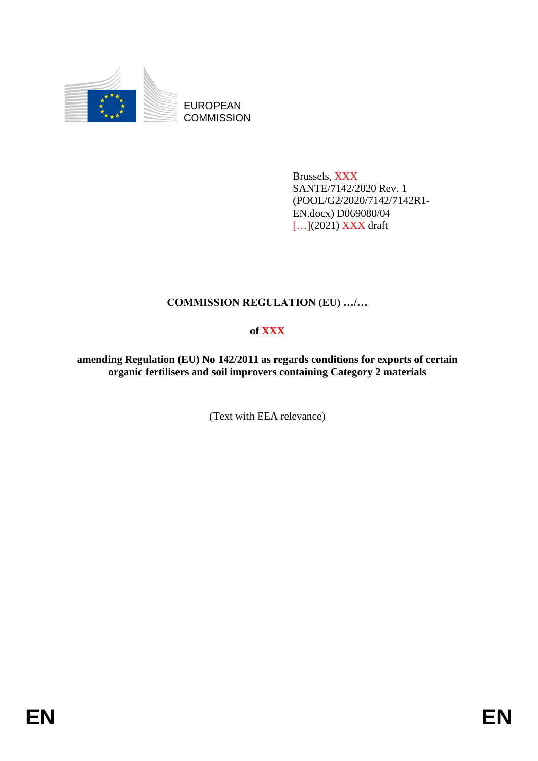EUROPEAN COMMISSION

Brussels, XXX
SANTE/7142/2020 Rev. 1
(POOL/G2/2020/7142/7142R1-EN.docx) D069080/04
[…](2021) XXX draft

**COMMISSION REGULATION (EU) …/…**

**of XXX**

**amending Regulation (EU) No 142/2011 as regards conditions for exports of certain organic fertilisers and soil improvers containing Category 2 materials**

(Text with EEA relevance)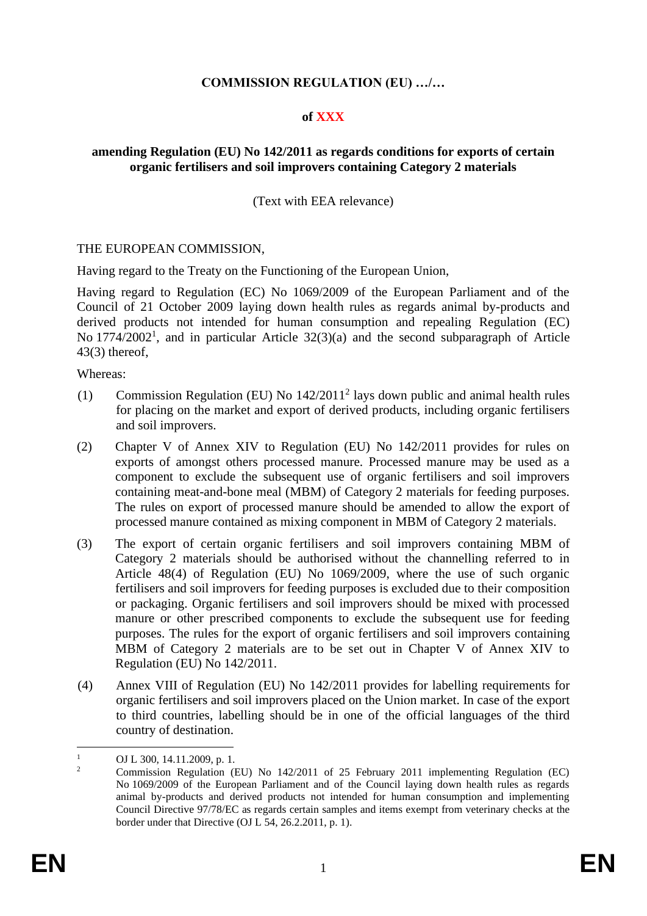**COMMISSION REGULATION (EU) …/…**

**of XXX**

**amending Regulation (EU) No 142/2011 as regards conditions for exports of certain organic fertilisers and soil improvers containing Category 2 materials**

(Text with EEA relevance)

THE EUROPEAN COMMISSION,

Having regard to the Treaty on the Functioning of the European Union,

Having regard to Regulation (EC) No 1069/2009 of the European Parliament and of the Council of 21 October 2009 laying down health rules as regards animal by-products and derived products not intended for human consumption and repealing Regulation (EC) No 1774/2002[1], and in particular Article 32(3)(a) and the second subparagraph of Article 43(3) thereof,

Whereas:

(1) Commission Regulation (EU) No 142/2011[2] lays down public and animal health rules for placing on the market and export of derived products, including organic fertilisers and soil improvers.

(2) Chapter V of Annex XIV to Regulation (EU) No 142/2011 provides for rules on exports of amongst others processed manure. Processed manure may be used as a component to exclude the subsequent use of organic fertilisers and soil improvers containing meat-and-bone meal (MBM) of Category 2 materials for feeding purposes. The rules on export of processed manure should be amended to allow the export of processed manure contained as mixing component in MBM of Category 2 materials.

(3) The export of certain organic fertilisers and soil improvers containing MBM of Category 2 materials should be authorised without the channelling referred to in Article 48(4) of Regulation (EU) No 1069/2009, where the use of such organic fertilisers and soil improvers for feeding purposes is excluded due to their composition or packaging. Organic fertilisers and soil improvers should be mixed with processed manure or other prescribed components to exclude the subsequent use for feeding purposes. The rules for the export of organic fertilisers and soil improvers containing MBM of Category 2 materials are to be set out in Chapter V of Annex XIV to Regulation (EU) No 142/2011.

(4) Annex VIII of Regulation (EU) No 142/2011 provides for labelling requirements for organic fertilisers and soil improvers placed on the Union market. In case of the export to third countries, labelling should be in one of the official languages of the third country of destination.

---

[1] OJ L 300, 14.11.2009, p. 1.

[2] Commission Regulation (EU) No 142/2011 of 25 February 2011 implementing Regulation (EC) No 1069/2009 of the European Parliament and of the Council laying down health rules as regards animal by-products and derived products not intended for human consumption and implementing Council Directive 97/78/EC as regards certain samples and items exempt from veterinary checks at the border under that Directive (OJ L 54, 26.2.2011, p. 1).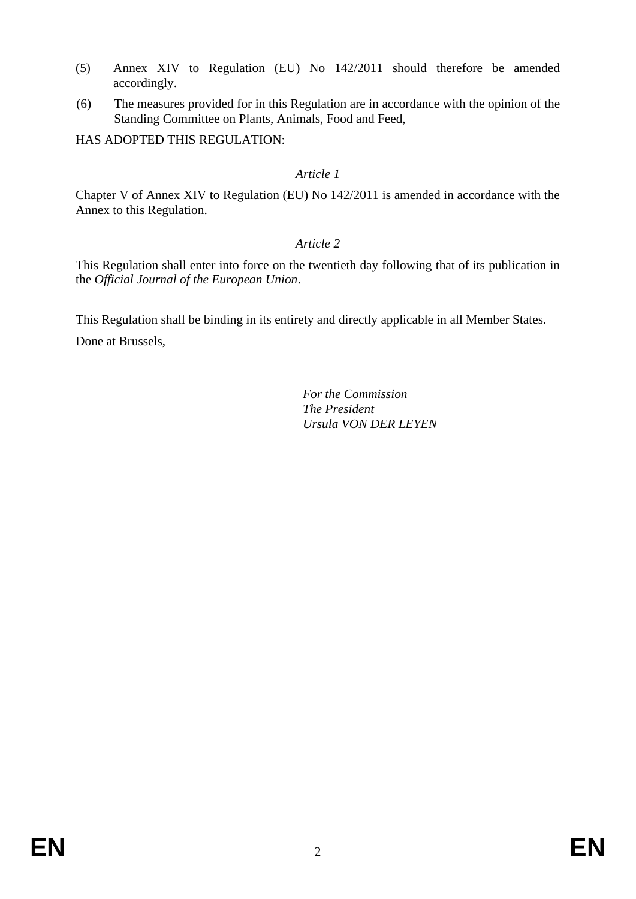(5) Annex XIV to Regulation (EU) No 142/2011 should therefore be amended accordingly.

(6) The measures provided for in this Regulation are in accordance with the opinion of the Standing Committee on Plants, Animals, Food and Feed,

HAS ADOPTED THIS REGULATION:

*Article 1*

Chapter V of Annex XIV to Regulation (EU) No 142/2011 is amended in accordance with the Annex to this Regulation.

*Article 2*

This Regulation shall enter into force on the twentieth day following that of its publication in the *Official Journal of the European Union*.

This Regulation shall be binding in its entirety and directly applicable in all Member States.

Done at Brussels,

*For the Commission*
*The President*
*Ursula VON DER LEYEN*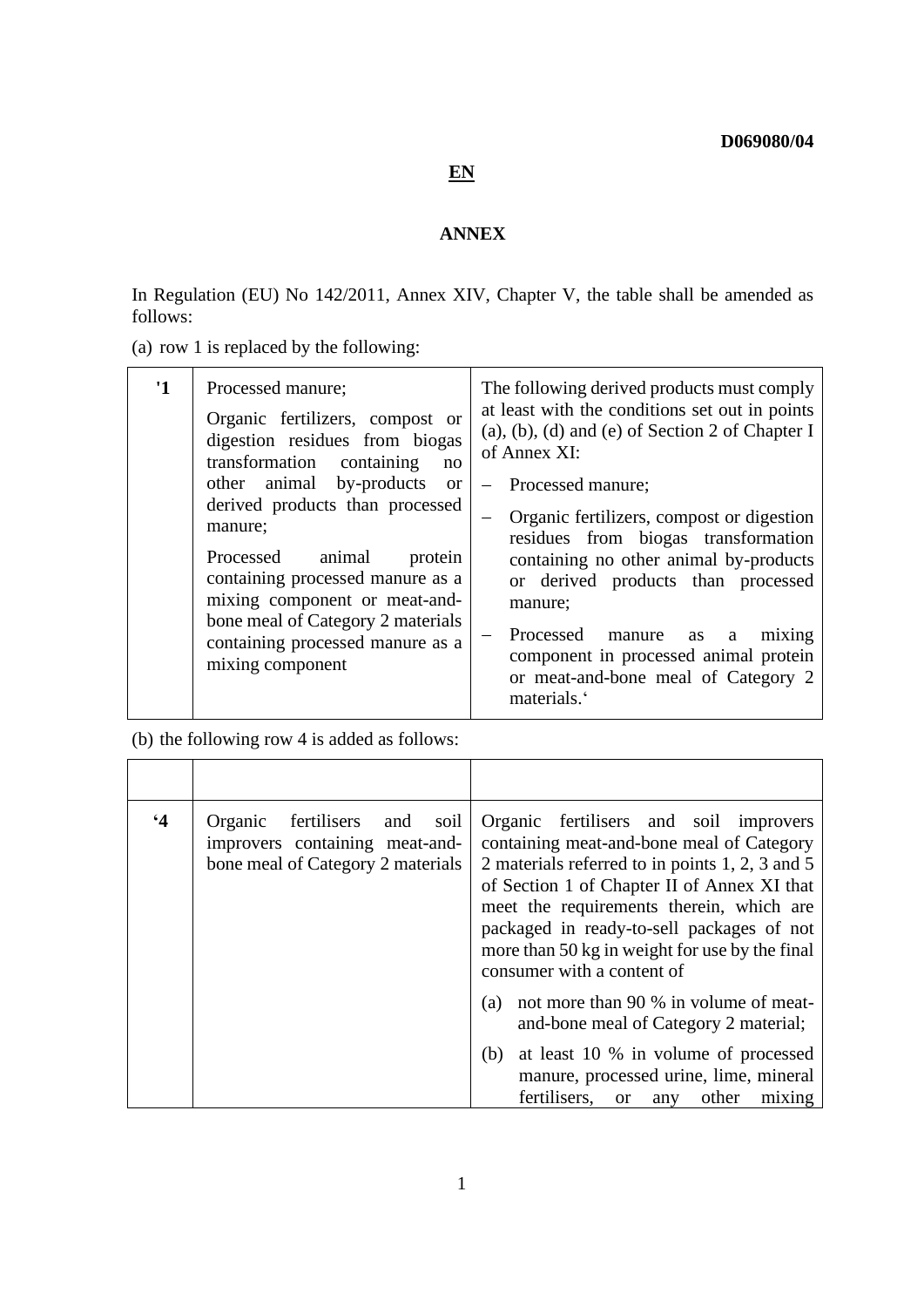**D069080/04**

**EN**

**ANNEX**

In Regulation (EU) No 142/2011, Annex XIV, Chapter V, the table shall be amended as follows:

(a) row 1 is replaced by the following:

| '1 | Processed manure;<br><br>Organic fertilizers, compost or digestion residues from biogas transformation containing no other animal by-products or derived products than processed manure;<br><br>Processed animal protein containing processed manure as a mixing component or meat-and-bone meal of Category 2 materials containing processed manure as a mixing component | The following derived products must comply at least with the conditions set out in points (a), (b), (d) and (e) of Section 2 of Chapter I of Annex XI:<br><br>– Processed manure;<br><br>– Organic fertilizers, compost or digestion residues from biogas transformation containing no other animal by-products or derived products than processed manure;<br><br>– Processed manure as a mixing component in processed animal protein or meat-and-bone meal of Category 2 materials.' |
|---|---|---|

(b) the following row 4 is added as follows:

| | | |
|---|---|---|
| '4 | Organic fertilisers and soil improvers containing meat-and-bone meal of Category 2 materials | Organic fertilisers and soil improvers containing meat-and-bone meal of Category 2 materials referred to in points 1, 2, 3 and 5 of Section 1 of Chapter II of Annex XI that meet the requirements therein, which are packaged in ready-to-sell packages of not more than 50 kg in weight for use by the final consumer with a content of<br><br>(a) not more than 90 % in volume of meat-and-bone meal of Category 2 material;<br><br>(b) at least 10 % in volume of processed manure, processed urine, lime, mineral fertilisers, or any other mixing |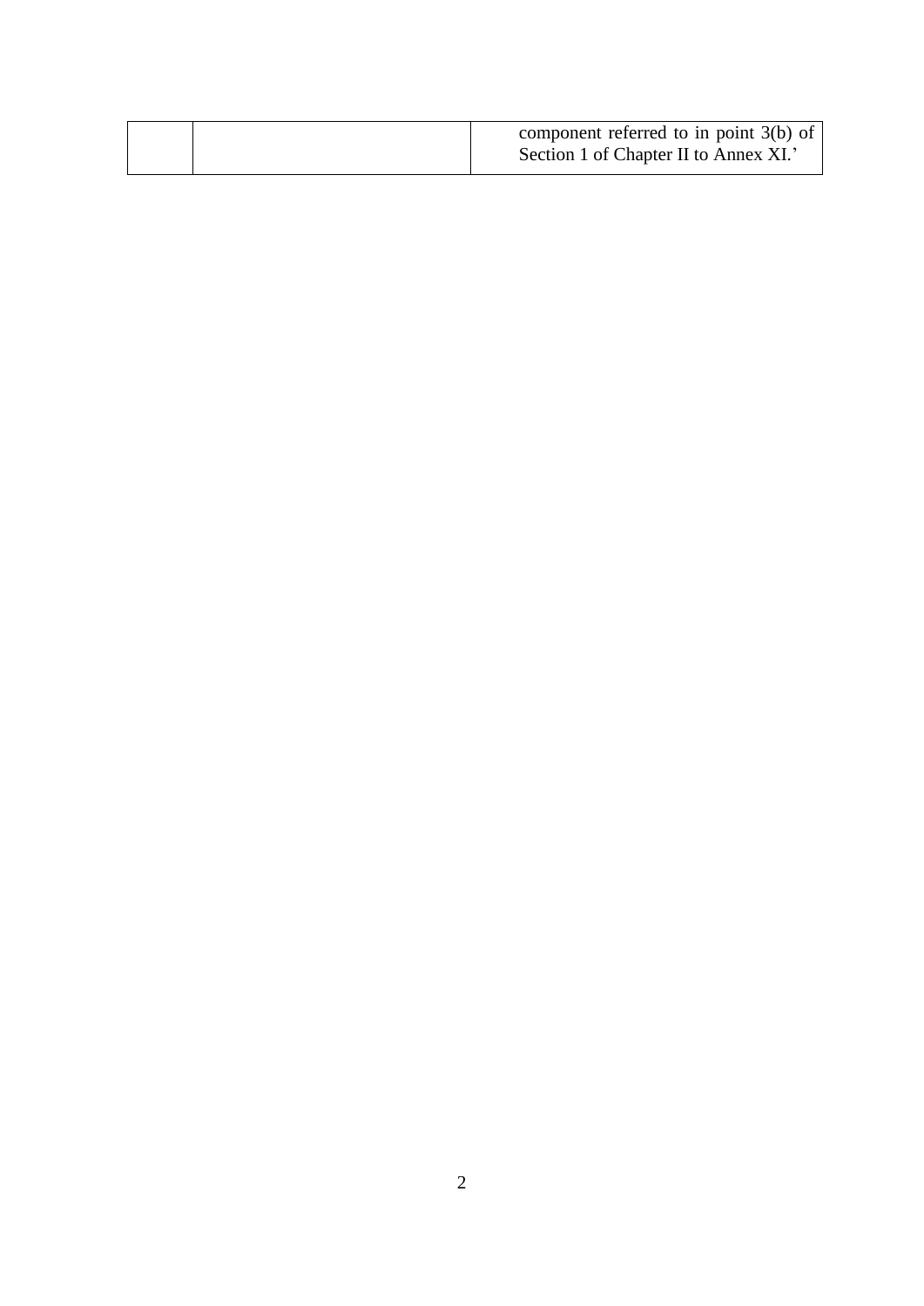| | | |
|---|---|---|
| | | component referred to in point 3(b) of Section 1 of Chapter II to Annex XI.’ |